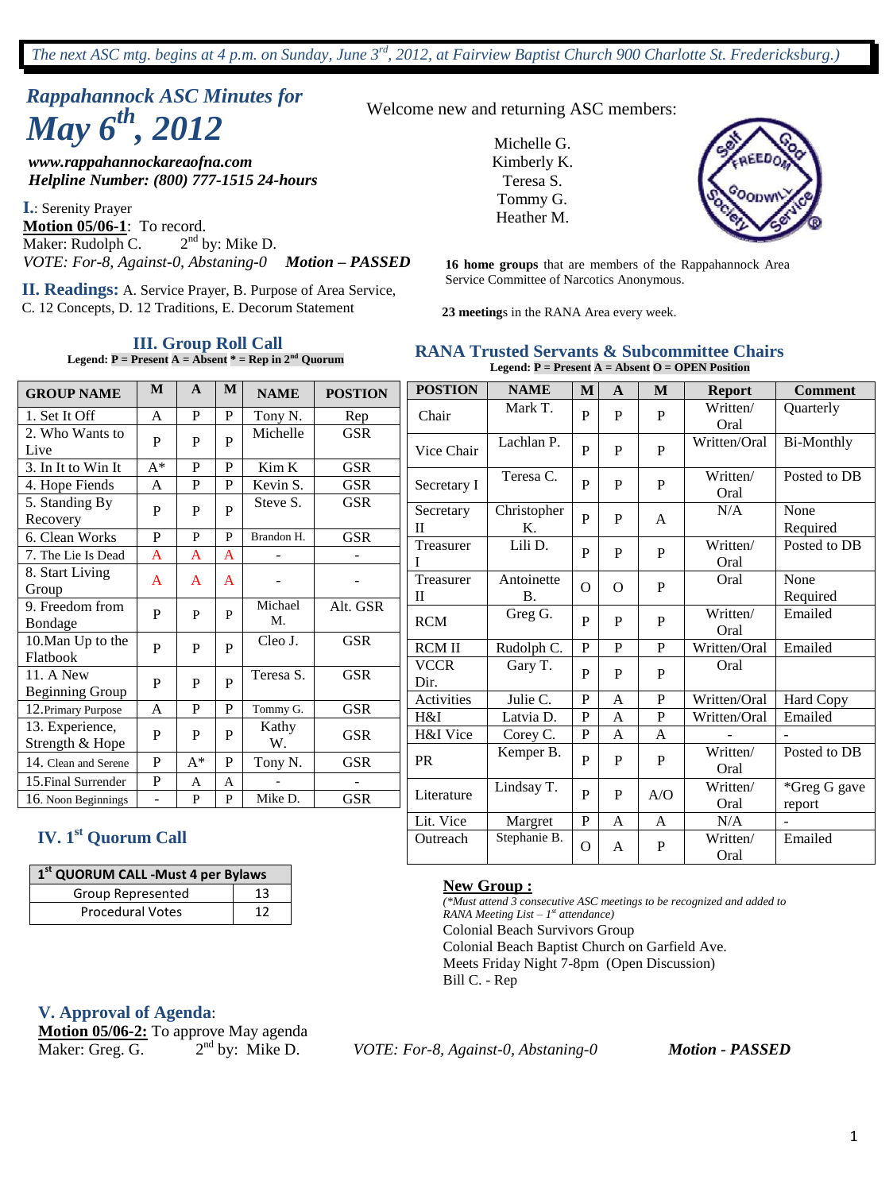*The next ASC mtg. begins at 4 p.m. on Sunday, June 3rd, 2012, at Fairview Baptist Church 900 Charlotte St. Fredericksburg.)*

# *Rappahannock ASC Minutes for May 6th, 2012*

***www.rappahannockareaofna.com***
***Helpline Number: (800) 777-1515 24-hours***

Welcome new and returning ASC members:

Michelle G.
Kimberly K.
Teresa S.
Tommy G.
Heather M.

**16 home groups** that are members of the Rappahannock Area Service Committee of Narcotics Anonymous.

**23 meeting**s in the RANA Area every week.

**I.**: Serenity Prayer

**Motion 05/06-1**: To record.
Maker: Rudolph C. 2nd by: Mike D.
*VOTE: For-8, Against-0, Abstaning-0* ***Motion – PASSED***

## II. Readings:
A. Service Prayer, B. Purpose of Area Service, C. 12 Concepts, D. 12 Traditions, E. Decorum Statement

## III. Group Roll Call

**Legend: P = Present A = Absent * = Rep in 2nd Quorum**

| GROUP NAME | M | A | M | NAME | POSTION |
|---|---|---|---|---|---|
| 1. Set It Off | A | P | P | Tony N. | Rep |
| 2. Who Wants to Live | P | P | P | Michelle | GSR |
| 3. In It to Win It | A* | P | P | Kim K | GSR |
| 4. Hope Fiends | A | P | P | Kevin S. | GSR |
| 5. Standing By Recovery | P | P | P | Steve S. | GSR |
| 6. Clean Works | P | P | P | Brandon H. | GSR |
| 7. The Lie Is Dead | A | A | A | - | - |
| 8. Start Living Group | A | A | A | - | - |
| 9. Freedom from Bondage | P | P | P | Michael M. | Alt. GSR |
| 10.Man Up to the Flatbook | P | P | P | Cleo J. | GSR |
| 11. A New Beginning Group | P | P | P | Teresa S. | GSR |
| 12.Primary Purpose | A | P | P | Tommy G. | GSR |
| 13. Experience, Strength & Hope | P | P | P | Kathy W. | GSR |
| 14. Clean and Serene | P | A* | P | Tony N. | GSR |
| 15.Final Surrender | P | A | A | - | - |
| 16. Noon Beginnings | - | P | P | Mike D. | GSR |

## RANA Trusted Servants & Subcommittee Chairs

**Legend: P = Present A = Absent O = OPEN Position**

| POSTION | NAME | M | A | M | Report | Comment |
|---|---|---|---|---|---|---|
| Chair | Mark T. | P | P | P | Written/ Oral | Quarterly |
| Vice Chair | Lachlan P. | P | P | P | Written/Oral | Bi-Monthly |
| Secretary I | Teresa C. | P | P | P | Written/ Oral | Posted to DB |
| Secretary II | Christopher K. | P | P | A | N/A | None Required |
| Treasurer I | Lili D. | P | P | P | Written/ Oral | Posted to DB |
| Treasurer II | Antoinette B. | O | O | P | Oral | None Required |
| RCM | Greg G. | P | P | P | Written/ Oral | Emailed |
| RCM II | Rudolph C. | P | P | P | Written/Oral | Emailed |
| VCCR Dir. | Gary T. | P | P | P | Oral | |
| Activities | Julie C. | P | A | P | Written/Oral | Hard Copy |
| H&I | Latvia D. | P | A | P | Written/Oral | Emailed |
| H&I Vice | Corey C. | P | A | A | - | - |
| PR | Kemper B. | P | P | P | Written/ Oral | Posted to DB |
| Literature | Lindsay T. | P | P | A/O | Written/ Oral | *Greg G gave report |
| Lit. Vice | Margret | P | A | A | N/A | - |
| Outreach | Stephanie B. | O | A | P | Written/ Oral | Emailed |

## IV. 1st Quorum Call

| 1st QUORUM CALL -Must 4 per Bylaws | |
|---|---|
| Group Represented | 13 |
| Procedural Votes | 12 |

**New Group :**

*(*Must attend 3 consecutive ASC meetings to be recognized and added to RANA Meeting List – 1st attendance)*

Colonial Beach Survivors Group
Colonial Beach Baptist Church on Garfield Ave.
Meets Friday Night 7-8pm (Open Discussion)
Bill C. - Rep

## V. Approval of Agenda:

**Motion 05/06-2:** To approve May agenda
Maker: Greg. G. 2nd by: Mike D. *VOTE: For-8, Against-0, Abstaning-0* ***Motion - PASSED***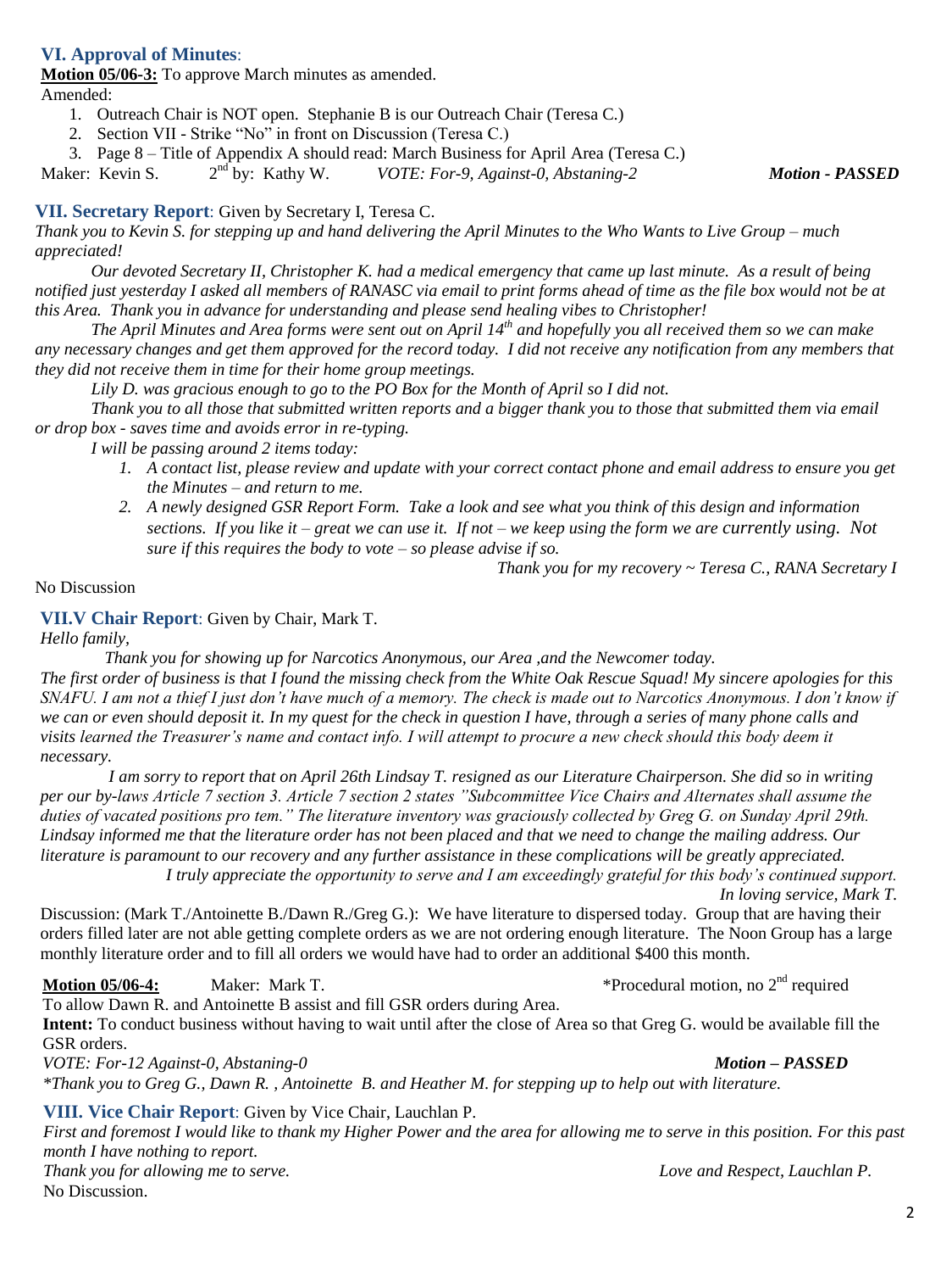## VI. Approval of Minutes:

**Motion 05/06-3:** To approve March minutes as amended.

Amended:

1. Outreach Chair is NOT open. Stephanie B is our Outreach Chair (Teresa C.)
2. Section VII - Strike "No" in front on Discussion (Teresa C.)
3. Page 8 – Title of Appendix A should read: March Business for April Area (Teresa C.)

Maker: Kevin S. 2nd by: Kathy W. *VOTE: For-9, Against-0, Abstaning-2* ***Motion - PASSED***

## VII. Secretary Report: Given by Secretary I, Teresa C.

*Thank you to Kevin S. for stepping up and hand delivering the April Minutes to the Who Wants to Live Group – much appreciated!*

*Our devoted Secretary II, Christopher K. had a medical emergency that came up last minute. As a result of being notified just yesterday I asked all members of RANASC via email to print forms ahead of time as the file box would not be at this Area. Thank you in advance for understanding and please send healing vibes to Christopher!*

*The April Minutes and Area forms were sent out on April 14th and hopefully you all received them so we can make any necessary changes and get them approved for the record today. I did not receive any notification from any members that they did not receive them in time for their home group meetings.*

*Lily D. was gracious enough to go to the PO Box for the Month of April so I did not.*

*Thank you to all those that submitted written reports and a bigger thank you to those that submitted them via email or drop box - saves time and avoids error in re-typing.*

*I will be passing around 2 items today:*

1. *A contact list, please review and update with your correct contact phone and email address to ensure you get the Minutes – and return to me.*
2. *A newly designed GSR Report Form. Take a look and see what you think of this design and information sections. If you like it – great we can use it. If not – we keep using the form we are currently using. Not sure if this requires the body to vote – so please advise if so.*

*Thank you for my recovery ~ Teresa C., RANA Secretary I*

No Discussion

## VII.V Chair Report: Given by Chair, Mark T.

*Hello family,*

*Thank you for showing up for Narcotics Anonymous, our Area ,and the Newcomer today.*

*The first order of business is that I found the missing check from the White Oak Rescue Squad! My sincere apologies for this SNAFU. I am not a thief I just don't have much of a memory. The check is made out to Narcotics Anonymous. I don't know if we can or even should deposit it. In my quest for the check in question I have, through a series of many phone calls and visits learned the Treasurer's name and contact info. I will attempt to procure a new check should this body deem it necessary.*

*I am sorry to report that on April 26th Lindsay T. resigned as our Literature Chairperson. She did so in writing per our by-laws Article 7 section 3. Article 7 section 2 states "Subcommittee Vice Chairs and Alternates shall assume the duties of vacated positions pro tem." The literature inventory was graciously collected by Greg G. on Sunday April 29th. Lindsay informed me that the literature order has not been placed and that we need to change the mailing address. Our literature is paramount to our recovery and any further assistance in these complications will be greatly appreciated.*

*I truly appreciate the opportunity to serve and I am exceedingly grateful for this body's continued support.*

*In loving service, Mark T.*

Discussion: (Mark T./Antoinette B./Dawn R./Greg G.): We have literature to dispersed today. Group that are having their orders filled later are not able getting complete orders as we are not ordering enough literature. The Noon Group has a large monthly literature order and to fill all orders we would have had to order an additional $400 this month.

**Motion 05/06-4:** Maker: Mark T. *Procedural motion, no 2nd required

To allow Dawn R. and Antoinette B assist and fill GSR orders during Area.

**Intent:** To conduct business without having to wait until after the close of Area so that Greg G. would be available fill the GSR orders.

*VOTE: For-12 Against-0, Abstaning-0* ***Motion – PASSED***

**Thank you to Greg G., Dawn R. , Antoinette B. and Heather M. for stepping up to help out with literature.*

## VIII. Vice Chair Report: Given by Vice Chair, Lauchlan P.

*First and foremost I would like to thank my Higher Power and the area for allowing me to serve in this position. For this past month I have nothing to report.*

*Thank you for allowing me to serve.* *Love and Respect, Lauchlan P.*

No Discussion.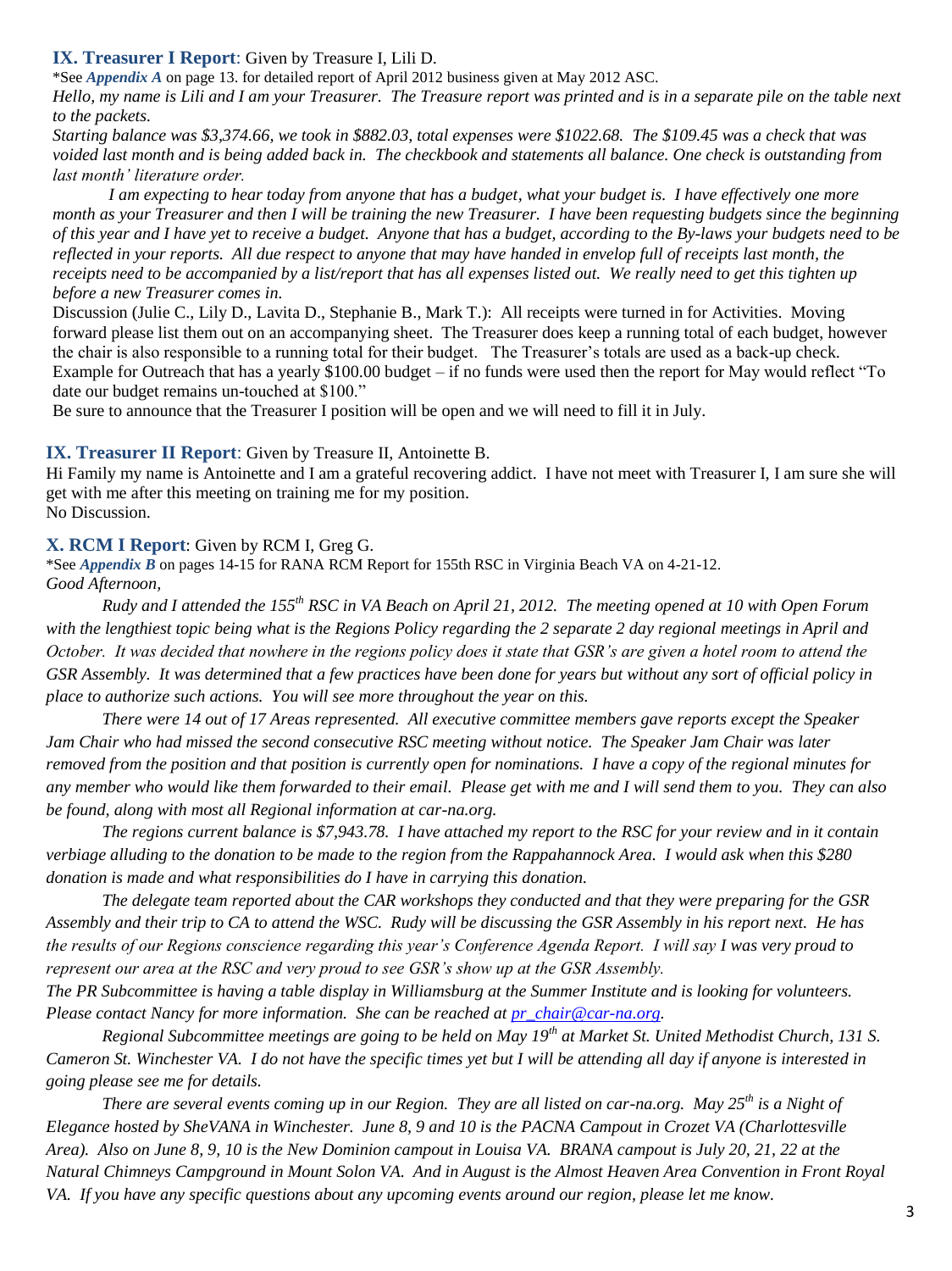### IX. Treasurer I Report: Given by Treasure I, Lili D.

*See ***Appendix A*** on page 13. for detailed report of April 2012 business given at May 2012 ASC.

*Hello, my name is Lili and I am your Treasurer. The Treasure report was printed and is in a separate pile on the table next to the packets.*

*Starting balance was $3,374.66, we took in $882.03, total expenses were $1022.68. The $109.45 was a check that was voided last month and is being added back in. The checkbook and statements all balance. One check is outstanding from last month' literature order.*

*I am expecting to hear today from anyone that has a budget, what your budget is. I have effectively one more month as your Treasurer and then I will be training the new Treasurer. I have been requesting budgets since the beginning of this year and I have yet to receive a budget. Anyone that has a budget, according to the By-laws your budgets need to be reflected in your reports. All due respect to anyone that may have handed in envelop full of receipts last month, the receipts need to be accompanied by a list/report that has all expenses listed out. We really need to get this tighten up before a new Treasurer comes in.*

Discussion (Julie C., Lily D., Lavita D., Stephanie B., Mark T.): All receipts were turned in for Activities. Moving forward please list them out on an accompanying sheet. The Treasurer does keep a running total of each budget, however the chair is also responsible to a running total for their budget. The Treasurer's totals are used as a back-up check. Example for Outreach that has a yearly $100.00 budget – if no funds were used then the report for May would reflect "To date our budget remains un-touched at $100."

Be sure to announce that the Treasurer I position will be open and we will need to fill it in July.

### IX. Treasurer II Report: Given by Treasure II, Antoinette B.

Hi Family my name is Antoinette and I am a grateful recovering addict. I have not meet with Treasurer I, I am sure she will get with me after this meeting on training me for my position.

No Discussion.

### X. RCM I Report: Given by RCM I, Greg G.

*See ***Appendix B*** on pages 14-15 for RANA RCM Report for 155th RSC in Virginia Beach VA on 4-21-12.

*Good Afternoon,*

*Rudy and I attended the 155th RSC in VA Beach on April 21, 2012. The meeting opened at 10 with Open Forum with the lengthiest topic being what is the Regions Policy regarding the 2 separate 2 day regional meetings in April and October. It was decided that nowhere in the regions policy does it state that GSR's are given a hotel room to attend the GSR Assembly. It was determined that a few practices have been done for years but without any sort of official policy in place to authorize such actions. You will see more throughout the year on this.*

*There were 14 out of 17 Areas represented. All executive committee members gave reports except the Speaker Jam Chair who had missed the second consecutive RSC meeting without notice. The Speaker Jam Chair was later removed from the position and that position is currently open for nominations. I have a copy of the regional minutes for any member who would like them forwarded to their email. Please get with me and I will send them to you. They can also be found, along with most all Regional information at car-na.org.*

*The regions current balance is $7,943.78. I have attached my report to the RSC for your review and in it contain verbiage alluding to the donation to be made to the region from the Rappahannock Area. I would ask when this $280 donation is made and what responsibilities do I have in carrying this donation.*

*The delegate team reported about the CAR workshops they conducted and that they were preparing for the GSR Assembly and their trip to CA to attend the WSC. Rudy will be discussing the GSR Assembly in his report next. He has the results of our Regions conscience regarding this year's Conference Agenda Report. I will say I was very proud to represent our area at the RSC and very proud to see GSR's show up at the GSR Assembly.*

*The PR Subcommittee is having a table display in Williamsburg at the Summer Institute and is looking for volunteers. Please contact Nancy for more information. She can be reached at pr_chair@car-na.org.*

*Regional Subcommittee meetings are going to be held on May 19th at Market St. United Methodist Church, 131 S. Cameron St. Winchester VA. I do not have the specific times yet but I will be attending all day if anyone is interested in going please see me for details.*

*There are several events coming up in our Region. They are all listed on car-na.org. May 25th is a Night of Elegance hosted by SheVANA in Winchester. June 8, 9 and 10 is the PACNA Campout in Crozet VA (Charlottesville Area). Also on June 8, 9, 10 is the New Dominion campout in Louisa VA. BRANA campout is July 20, 21, 22 at the Natural Chimneys Campground in Mount Solon VA. And in August is the Almost Heaven Area Convention in Front Royal VA. If you have any specific questions about any upcoming events around our region, please let me know.*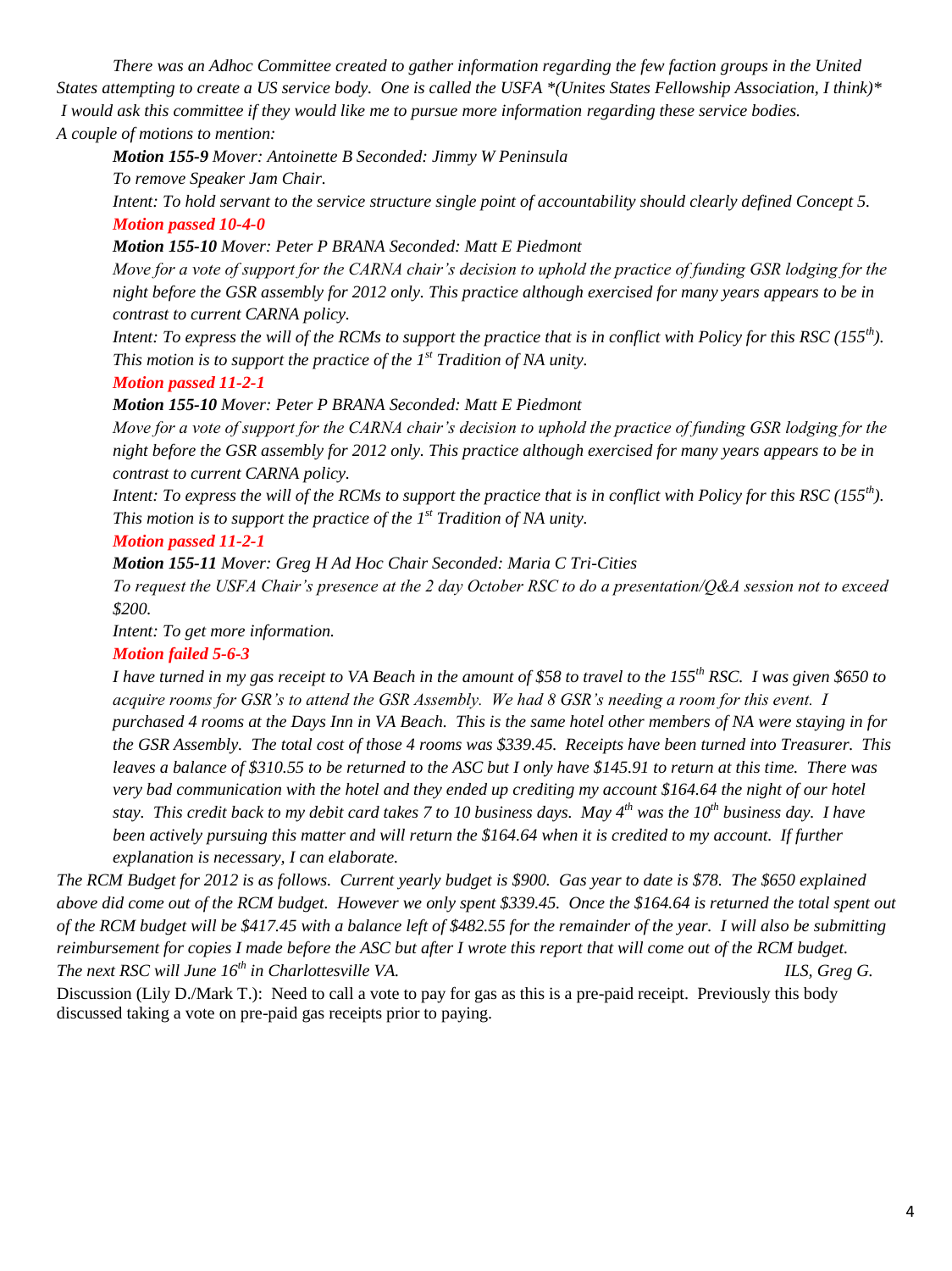*There was an Adhoc Committee created to gather information regarding the few faction groups in the United States attempting to create a US service body. One is called the USFA \*(Unites States Fellowship Association, I think)\* I would ask this committee if they would like me to pursue more information regarding these service bodies.*

*A couple of motions to mention:*

***Motion 155-9** Mover: Antoinette B Seconded: Jimmy W Peninsula*

*To remove Speaker Jam Chair.*

*Intent: To hold servant to the service structure single point of accountability should clearly defined Concept 5.*

***Motion passed 10-4-0***

***Motion 155-10** Mover: Peter P BRANA Seconded: Matt E Piedmont*

*Move for a vote of support for the CARNA chair's decision to uphold the practice of funding GSR lodging for the night before the GSR assembly for 2012 only. This practice although exercised for many years appears to be in contrast to current CARNA policy.*

*Intent: To express the will of the RCMs to support the practice that is in conflict with Policy for this RSC (155th). This motion is to support the practice of the 1st Tradition of NA unity.*

***Motion passed 11-2-1***

***Motion 155-10** Mover: Peter P BRANA Seconded: Matt E Piedmont*

*Move for a vote of support for the CARNA chair's decision to uphold the practice of funding GSR lodging for the night before the GSR assembly for 2012 only. This practice although exercised for many years appears to be in contrast to current CARNA policy.*

*Intent: To express the will of the RCMs to support the practice that is in conflict with Policy for this RSC (155th). This motion is to support the practice of the 1st Tradition of NA unity.*

***Motion passed 11-2-1***

***Motion 155-11** Mover: Greg H Ad Hoc Chair Seconded: Maria C Tri-Cities*

*To request the USFA Chair's presence at the 2 day October RSC to do a presentation/Q&A session not to exceed $200.*

*Intent: To get more information.*

***Motion failed 5-6-3***

*I have turned in my gas receipt to VA Beach in the amount of $58 to travel to the 155th RSC. I was given $650 to acquire rooms for GSR's to attend the GSR Assembly. We had 8 GSR's needing a room for this event. I purchased 4 rooms at the Days Inn in VA Beach. This is the same hotel other members of NA were staying in for the GSR Assembly. The total cost of those 4 rooms was $339.45. Receipts have been turned into Treasurer. This leaves a balance of $310.55 to be returned to the ASC but I only have $145.91 to return at this time. There was very bad communication with the hotel and they ended up crediting my account $164.64 the night of our hotel stay. This credit back to my debit card takes 7 to 10 business days. May 4th was the 10th business day. I have been actively pursuing this matter and will return the $164.64 when it is credited to my account. If further explanation is necessary, I can elaborate.*

*The RCM Budget for 2012 is as follows. Current yearly budget is $900. Gas year to date is $78. The $650 explained above did come out of the RCM budget. However we only spent $339.45. Once the $164.64 is returned the total spent out of the RCM budget will be $417.45 with a balance left of $482.55 for the remainder of the year. I will also be submitting reimbursement for copies I made before the ASC but after I wrote this report that will come out of the RCM budget.*

*The next RSC will June 16th in Charlottesville VA.* *ILS, Greg G.*

Discussion (Lily D./Mark T.): Need to call a vote to pay for gas as this is a pre-paid receipt. Previously this body discussed taking a vote on pre-paid gas receipts prior to paying.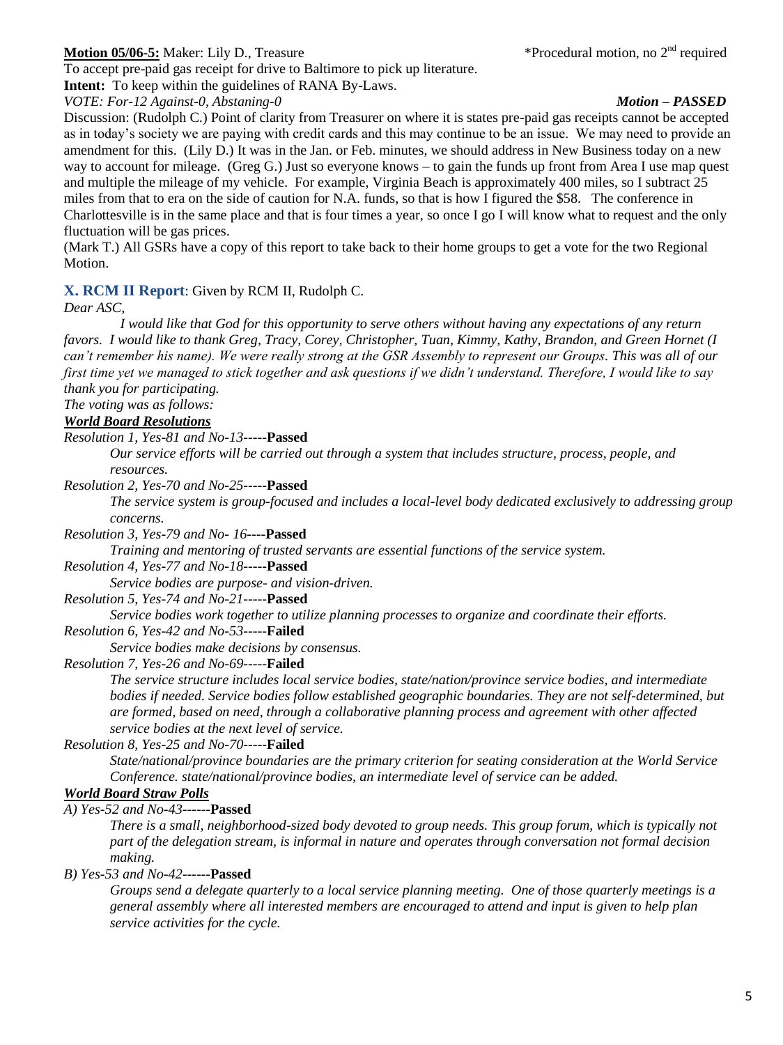**Motion 05/06-5:** Maker: Lily D., Treasure *Procedural motion, no 2nd required

To accept pre-paid gas receipt for drive to Baltimore to pick up literature.

**Intent:** To keep within the guidelines of RANA By-Laws.

*VOTE: For-12 Against-0, Abstaning-0* ***Motion – PASSED***

Discussion: (Rudolph C.) Point of clarity from Treasurer on where it is states pre-paid gas receipts cannot be accepted as in today's society we are paying with credit cards and this may continue to be an issue. We may need to provide an amendment for this. (Lily D.) It was in the Jan. or Feb. minutes, we should address in New Business today on a new way to account for mileage. (Greg G.) Just so everyone knows – to gain the funds up front from Area I use map quest and multiple the mileage of my vehicle. For example, Virginia Beach is approximately 400 miles, so I subtract 25 miles from that to era on the side of caution for N.A. funds, so that is how I figured the $58. The conference in Charlottesville is in the same place and that is four times a year, so once I go I will know what to request and the only fluctuation will be gas prices.

(Mark T.) All GSRs have a copy of this report to take back to their home groups to get a vote for the two Regional Motion.

## X. RCM II Report: Given by RCM II, Rudolph C.

*Dear ASC,*

*I would like that God for this opportunity to serve others without having any expectations of any return favors. I would like to thank Greg, Tracy, Corey, Christopher, Tuan, Kimmy, Kathy, Brandon, and Green Hornet (I can't remember his name). We were really strong at the GSR Assembly to represent our Groups. This was all of our first time yet we managed to stick together and ask questions if we didn't understand. Therefore, I would like to say thank you for participating.*

*The voting was as follows:*

***World Board Resolutions***

*Resolution 1, Yes-81 and No-13-----***Passed**

> *Our service efforts will be carried out through a system that includes structure, process, people, and resources.*

*Resolution 2, Yes-70 and No-25-----***Passed**

> *The service system is group-focused and includes a local-level body dedicated exclusively to addressing group concerns.*

*Resolution 3, Yes-79 and No- 16----***Passed**

> *Training and mentoring of trusted servants are essential functions of the service system.*

*Resolution 4, Yes-77 and No-18-----***Passed**

> *Service bodies are purpose- and vision-driven.*

*Resolution 5, Yes-74 and No-21-----***Passed**

> *Service bodies work together to utilize planning processes to organize and coordinate their efforts.*

*Resolution 6, Yes-42 and No-53-----***Failed**

> *Service bodies make decisions by consensus.*

*Resolution 7, Yes-26 and No-69-----***Failed**

> *The service structure includes local service bodies, state/nation/province service bodies, and intermediate bodies if needed. Service bodies follow established geographic boundaries. They are not self-determined, but are formed, based on need, through a collaborative planning process and agreement with other affected service bodies at the next level of service.*

*Resolution 8, Yes-25 and No-70-----***Failed**

> *State/national/province boundaries are the primary criterion for seating consideration at the World Service Conference. state/national/province bodies, an intermediate level of service can be added.*

***World Board Straw Polls***

*A) Yes-52 and No-43------***Passed**

> *There is a small, neighborhood-sized body devoted to group needs. This group forum, which is typically not part of the delegation stream, is informal in nature and operates through conversation not formal decision making.*

*B) Yes-53 and No-42------***Passed**

> *Groups send a delegate quarterly to a local service planning meeting. One of those quarterly meetings is a general assembly where all interested members are encouraged to attend and input is given to help plan service activities for the cycle.*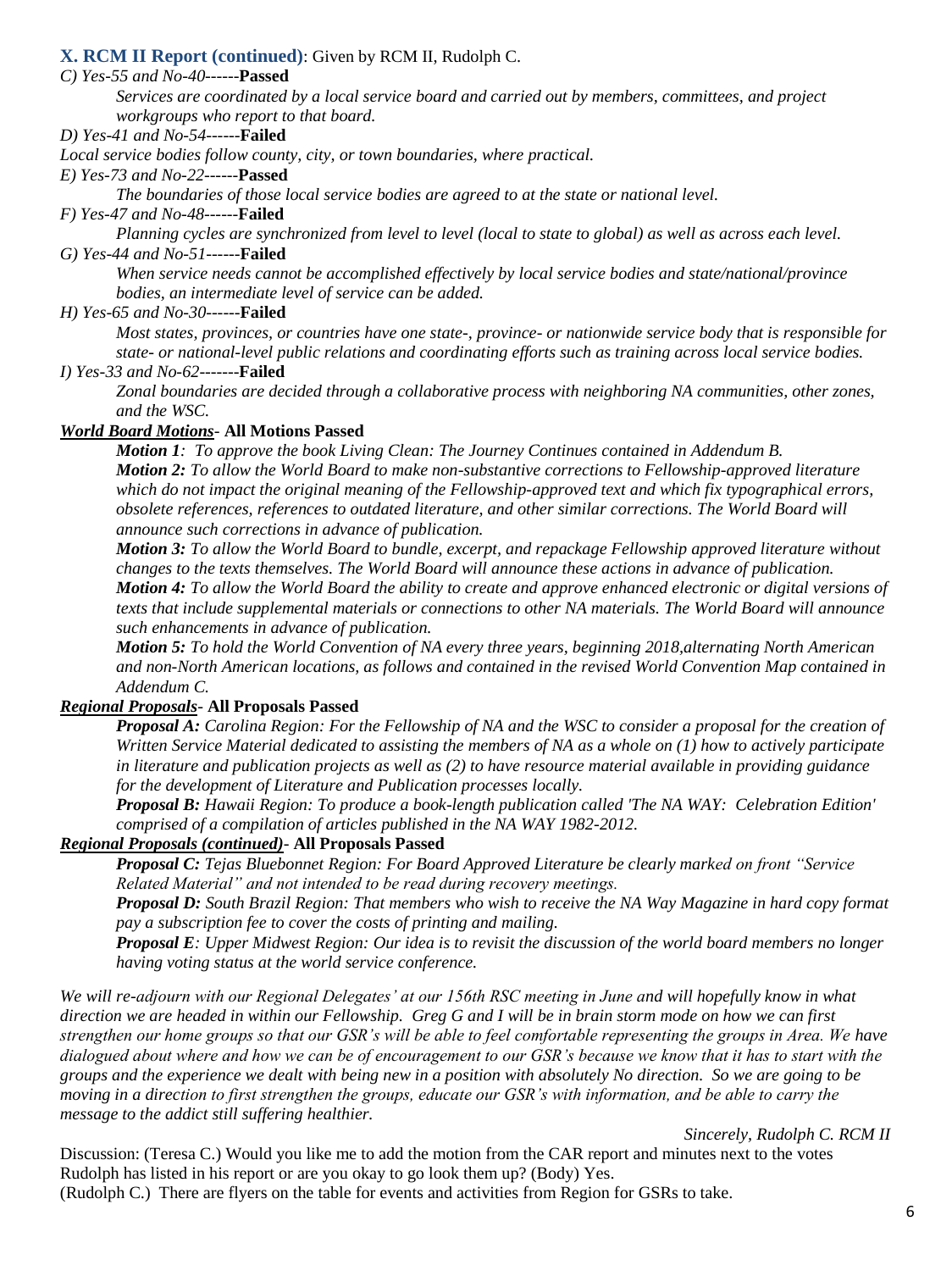### X. RCM II Report (continued): Given by RCM II, Rudolph C.

*C) Yes-55 and No-40------***Passed**

*Services are coordinated by a local service board and carried out by members, committees, and project workgroups who report to that board.*

*D) Yes-41 and No-54------***Failed**

*Local service bodies follow county, city, or town boundaries, where practical.*

*E) Yes-73 and No-22------***Passed**

*The boundaries of those local service bodies are agreed to at the state or national level.*

*F) Yes-47 and No-48------***Failed**

*Planning cycles are synchronized from level to level (local to state to global) as well as across each level.*

*G) Yes-44 and No-51------***Failed**

*When service needs cannot be accomplished effectively by local service bodies and state/national/province bodies, an intermediate level of service can be added.*

*H) Yes-65 and No-30------***Failed**

*Most states, provinces, or countries have one state-, province- or nationwide service body that is responsible for state- or national-level public relations and coordinating efforts such as training across local service bodies.*

*I) Yes-33 and No-62-------***Failed**

*Zonal boundaries are decided through a collaborative process with neighboring NA communities, other zones, and the WSC.*

***World Board Motions*- All Motions Passed**

***Motion 1****: To approve the book Living Clean: The Journey Continues contained in Addendum B.*
***Motion 2:*** *To allow the World Board to make non-substantive corrections to Fellowship-approved literature which do not impact the original meaning of the Fellowship-approved text and which fix typographical errors, obsolete references, references to outdated literature, and other similar corrections. The World Board will announce such corrections in advance of publication.*
***Motion 3:*** *To allow the World Board to bundle, excerpt, and repackage Fellowship approved literature without changes to the texts themselves. The World Board will announce these actions in advance of publication.*
***Motion 4:*** *To allow the World Board the ability to create and approve enhanced electronic or digital versions of texts that include supplemental materials or connections to other NA materials. The World Board will announce such enhancements in advance of publication.*
***Motion 5:*** *To hold the World Convention of NA every three years, beginning 2018,alternating North American and non-North American locations, as follows and contained in the revised World Convention Map contained in Addendum C.*

***Regional Proposals*- All Proposals Passed**

***Proposal A:*** *Carolina Region: For the Fellowship of NA and the WSC to consider a proposal for the creation of Written Service Material dedicated to assisting the members of NA as a whole on (1) how to actively participate in literature and publication projects as well as (2) to have resource material available in providing guidance for the development of Literature and Publication processes locally.*
***Proposal B:*** *Hawaii Region: To produce a book-length publication called 'The NA WAY: Celebration Edition' comprised of a compilation of articles published in the NA WAY 1982-2012.*

***Regional Proposals (continued)*- All Proposals Passed**

***Proposal C:*** *Tejas Bluebonnet Region: For Board Approved Literature be clearly marked on front "Service Related Material" and not intended to be read during recovery meetings.*
***Proposal D:*** *South Brazil Region: That members who wish to receive the NA Way Magazine in hard copy format pay a subscription fee to cover the costs of printing and mailing.*
***Proposal E****: Upper Midwest Region: Our idea is to revisit the discussion of the world board members no longer having voting status at the world service conference.*

*We will re-adjourn with our Regional Delegates' at our 156th RSC meeting in June and will hopefully know in what direction we are headed in within our Fellowship. Greg G and I will be in brain storm mode on how we can first strengthen our home groups so that our GSR's will be able to feel comfortable representing the groups in Area. We have dialogued about where and how we can be of encouragement to our GSR's because we know that it has to start with the groups and the experience we dealt with being new in a position with absolutely No direction. So we are going to be moving in a direction to first strengthen the groups, educate our GSR's with information, and be able to carry the message to the addict still suffering healthier.*

*Sincerely, Rudolph C. RCM II*

Discussion: (Teresa C.) Would you like me to add the motion from the CAR report and minutes next to the votes Rudolph has listed in his report or are you okay to go look them up? (Body) Yes.
(Rudolph C.) There are flyers on the table for events and activities from Region for GSRs to take.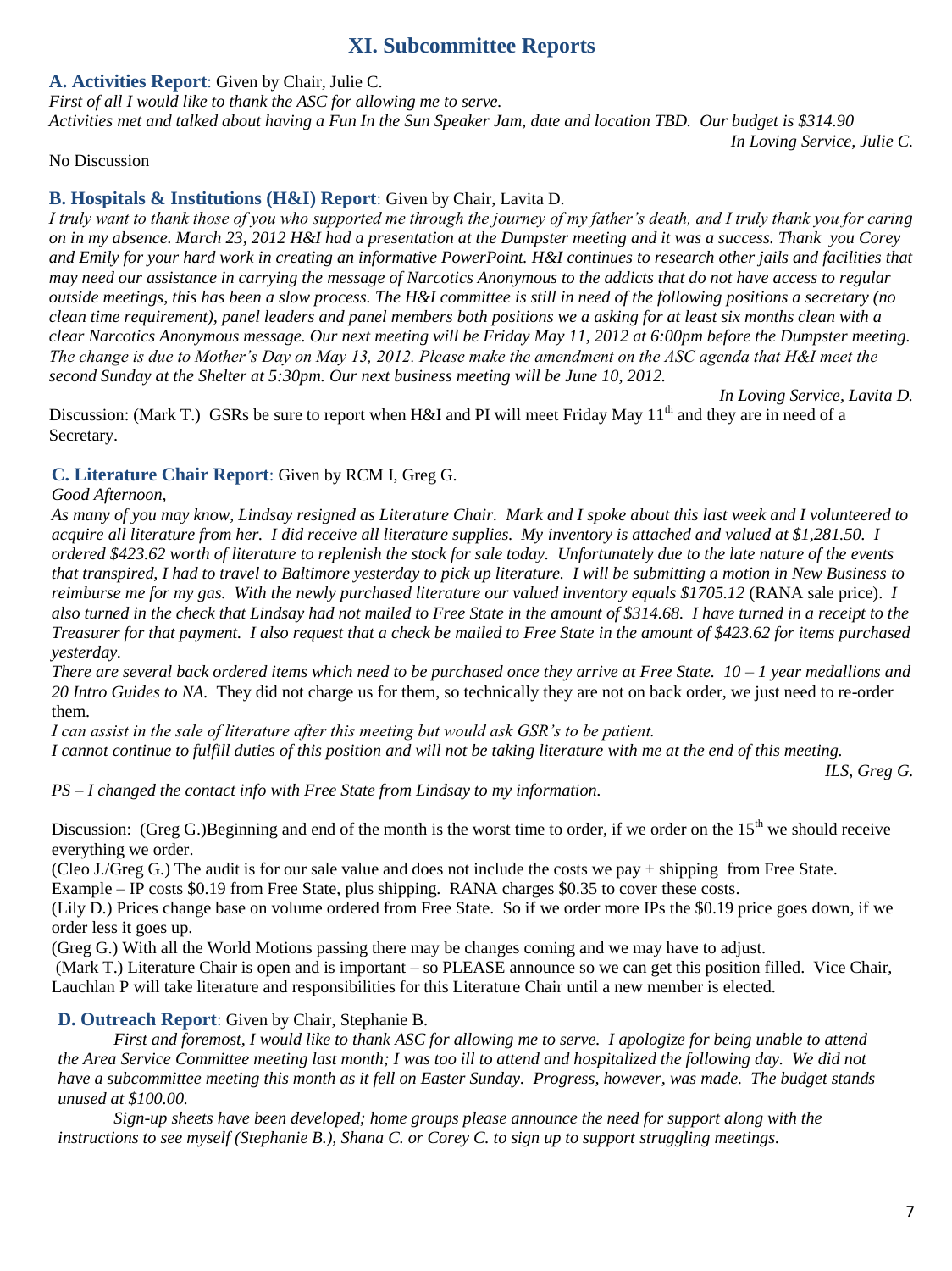## XI. Subcommittee Reports

**A. Activities Report**: Given by Chair, Julie C.

*First of all I would like to thank the ASC for allowing me to serve.*
*Activities met and talked about having a Fun In the Sun Speaker Jam, date and location TBD. Our budget is $314.90*

*In Loving Service, Julie C.*

No Discussion

**B. Hospitals & Institutions (H&I) Report**: Given by Chair, Lavita D.

*I truly want to thank those of you who supported me through the journey of my father's death, and I truly thank you for caring on in my absence. March 23, 2012 H&I had a presentation at the Dumpster meeting and it was a success. Thank you Corey and Emily for your hard work in creating an informative PowerPoint. H&I continues to research other jails and facilities that may need our assistance in carrying the message of Narcotics Anonymous to the addicts that do not have access to regular outside meetings, this has been a slow process. The H&I committee is still in need of the following positions a secretary (no clean time requirement), panel leaders and panel members both positions we a asking for at least six months clean with a clear Narcotics Anonymous message. Our next meeting will be Friday May 11, 2012 at 6:00pm before the Dumpster meeting. The change is due to Mother's Day on May 13, 2012. Please make the amendment on the ASC agenda that H&I meet the second Sunday at the Shelter at 5:30pm. Our next business meeting will be June 10, 2012.*

*In Loving Service, Lavita D.*

Discussion: (Mark T.) GSRs be sure to report when H&I and PI will meet Friday May 11th and they are in need of a Secretary.

**C. Literature Chair Report**: Given by RCM I, Greg G.

*Good Afternoon,*

*As many of you may know, Lindsay resigned as Literature Chair. Mark and I spoke about this last week and I volunteered to acquire all literature from her. I did receive all literature supplies. My inventory is attached and valued at $1,281.50. I ordered $423.62 worth of literature to replenish the stock for sale today. Unfortunately due to the late nature of the events that transpired, I had to travel to Baltimore yesterday to pick up literature. I will be submitting a motion in New Business to reimburse me for my gas. With the newly purchased literature our valued inventory equals $1705.12* (RANA sale price). *I also turned in the check that Lindsay had not mailed to Free State in the amount of $314.68. I have turned in a receipt to the Treasurer for that payment. I also request that a check be mailed to Free State in the amount of $423.62 for items purchased yesterday.*

*There are several back ordered items which need to be purchased once they arrive at Free State. 10 – 1 year medallions and 20 Intro Guides to NA.* They did not charge us for them, so technically they are not on back order, we just need to re-order them.

*I can assist in the sale of literature after this meeting but would ask GSR's to be patient.*
*I cannot continue to fulfill duties of this position and will not be taking literature with me at the end of this meeting.*

*ILS, Greg G.*

*PS – I changed the contact info with Free State from Lindsay to my information.*

Discussion: (Greg G.)Beginning and end of the month is the worst time to order, if we order on the 15th we should receive everything we order.

(Cleo J./Greg G.) The audit is for our sale value and does not include the costs we pay + shipping from Free State. Example – IP costs $0.19 from Free State, plus shipping. RANA charges $0.35 to cover these costs.

(Lily D.) Prices change base on volume ordered from Free State. So if we order more IPs the $0.19 price goes down, if we order less it goes up.

(Greg G.) With all the World Motions passing there may be changes coming and we may have to adjust.

(Mark T.) Literature Chair is open and is important – so PLEASE announce so we can get this position filled. Vice Chair, Lauchlan P will take literature and responsibilities for this Literature Chair until a new member is elected.

**D. Outreach Report**: Given by Chair, Stephanie B.

*First and foremost, I would like to thank ASC for allowing me to serve. I apologize for being unable to attend the Area Service Committee meeting last month; I was too ill to attend and hospitalized the following day. We did not have a subcommittee meeting this month as it fell on Easter Sunday. Progress, however, was made. The budget stands unused at $100.00.*

*Sign-up sheets have been developed; home groups please announce the need for support along with the instructions to see myself (Stephanie B.), Shana C. or Corey C. to sign up to support struggling meetings.*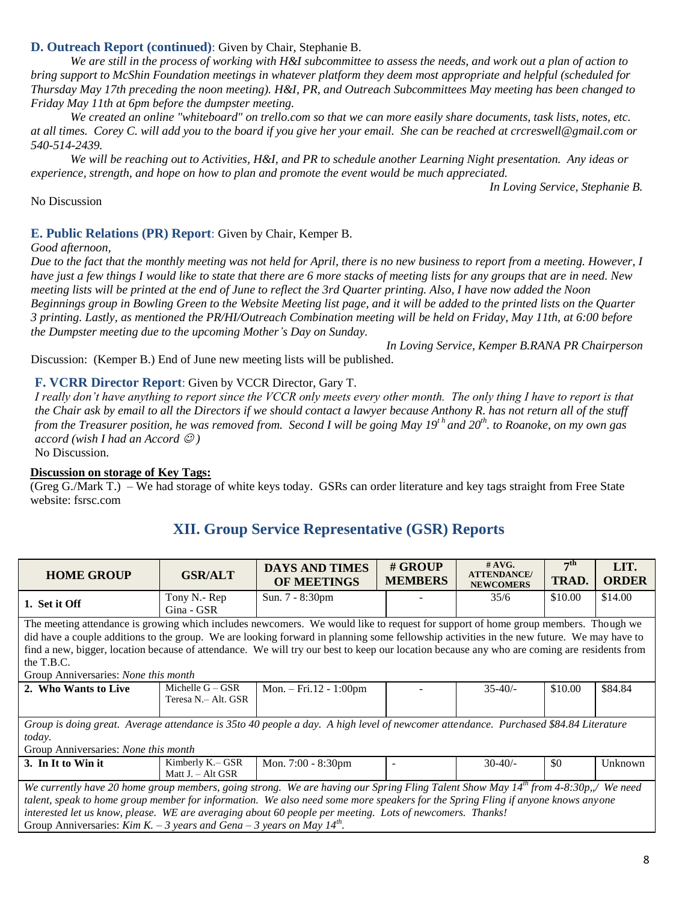**D. Outreach Report (continued)**: Given by Chair, Stephanie B.

*We are still in the process of working with H&I subcommittee to assess the needs, and work out a plan of action to bring support to McShin Foundation meetings in whatever platform they deem most appropriate and helpful (scheduled for Thursday May 17th preceding the noon meeting). H&I, PR, and Outreach Subcommittees May meeting has been changed to Friday May 11th at 6pm before the dumpster meeting.*

*We created an online "whiteboard" on trello.com so that we can more easily share documents, task lists, notes, etc. at all times. Corey C. will add you to the board if you give her your email. She can be reached at crcreswell@gmail.com or 540-514-2439.*

*We will be reaching out to Activities, H&I, and PR to schedule another Learning Night presentation. Any ideas or experience, strength, and hope on how to plan and promote the event would be much appreciated.*

*In Loving Service, Stephanie B.*

No Discussion

**E. Public Relations (PR) Report**: Given by Chair, Kemper B.

*Good afternoon,*

*Due to the fact that the monthly meeting was not held for April, there is no new business to report from a meeting. However, I have just a few things I would like to state that there are 6 more stacks of meeting lists for any groups that are in need. New meeting lists will be printed at the end of June to reflect the 3rd Quarter printing. Also, I have now added the Noon Beginnings group in Bowling Green to the Website Meeting list page, and it will be added to the printed lists on the Quarter 3 printing. Lastly, as mentioned the PR/HI/Outreach Combination meeting will be held on Friday, May 11th, at 6:00 before the Dumpster meeting due to the upcoming Mother's Day on Sunday.*

*In Loving Service, Kemper B.RANA PR Chairperson*

Discussion: (Kemper B.) End of June new meeting lists will be published.

**F. VCRR Director Report**: Given by VCCR Director, Gary T.

*I really don't have anything to report since the VCCR only meets every other month. The only thing I have to report is that the Chair ask by email to all the Directors if we should contact a lawyer because Anthony R. has not return all of the stuff from the Treasurer position, he was removed from. Second I will be going May 19th and 20th. to Roanoke, on my own gas accord (wish I had an Accord ☺)*

No Discussion.

**Discussion on storage of Key Tags:**

(Greg G./Mark T.) – We had storage of white keys today. GSRs can order literature and key tags straight from Free State website: fsrsc.com

## XII. Group Service Representative (GSR) Reports

| HOME GROUP | GSR/ALT | DAYS AND TIMES OF MEETINGS | # GROUP MEMBERS | # AVG. ATTENDANCE/ NEWCOMERS | 7th TRAD. | LIT. ORDER |
|---|---|---|---|---|---|---|
| **1. Set it Off** | Tony N.- Rep<br>Gina - GSR | Sun. 7 - 8:30pm | - | 35/6 | \$10.00 | \$14.00 |
| The meeting attendance is growing which includes newcomers. We would like to request for support of home group members. Though we did have a couple additions to the group. We are looking forward in planning some fellowship activities in the new future. We may have to find a new, bigger, location because of attendance. We will try our best to keep our location because any who are coming are residents from the T.B.C.<br>Group Anniversaries: *None this month* | | | | | | |
| **2. Who Wants to Live** | Michelle G – GSR<br>Teresa N.– Alt. GSR | Mon. – Fri.12 - 1:00pm | - | 35-40/- | \$10.00 | \$84.84 |
| *Group is doing great. Average attendance is 35to 40 people a day. A high level of newcomer attendance. Purchased \$84.84 Literature today.*<br>Group Anniversaries: *None this month* | | | | | | |
| **3. In It to Win it** | Kimberly K.– GSR<br>Matt J. – Alt GSR | Mon. 7:00 - 8:30pm | - | 30-40/- | \$0 | Unknown |
| *We currently have 20 home group members, going strong. We are having our Spring Fling Talent Show May 14th from 4-8:30p,,/ We need talent, speak to home group member for information. We also need some more speakers for the Spring Fling if anyone knows anyone interested let us know, please. WE are averaging about 60 people per meeting. Lots of newcomers. Thanks!*<br>Group Anniversaries: *Kim K. – 3 years and Gena – 3 years on May 14th.* | | | | | | |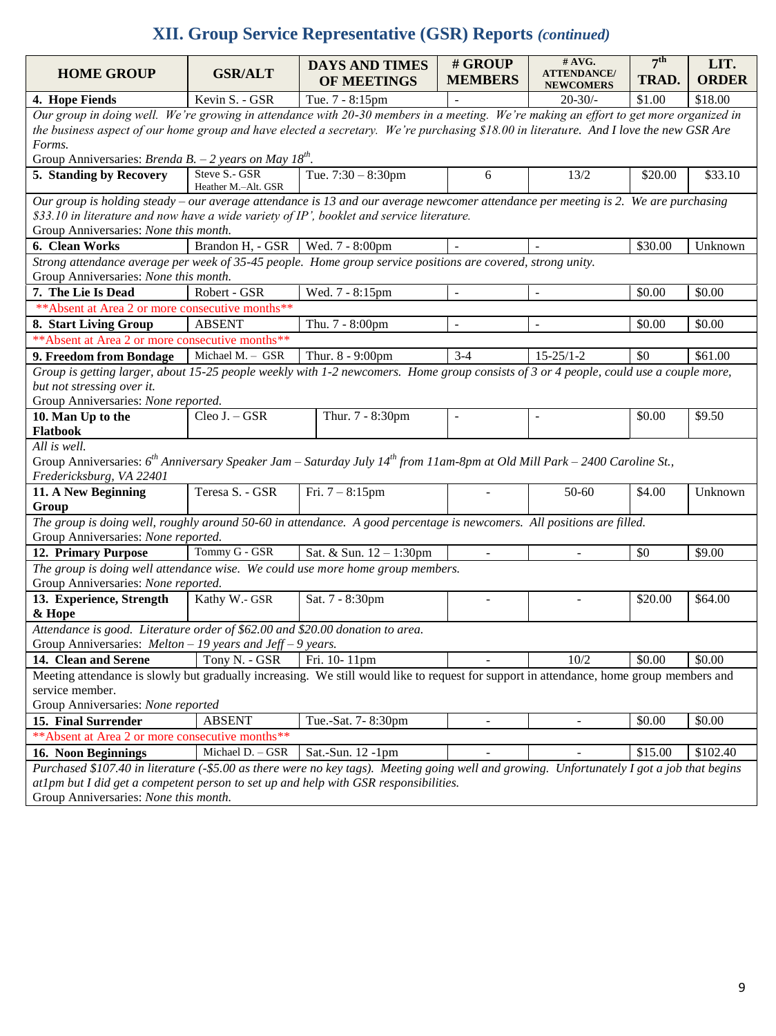## XII. Group Service Representative (GSR) Reports *(continued)*

| HOME GROUP | GSR/ALT | DAYS AND TIMES OF MEETINGS | # GROUP MEMBERS | # AVG. ATTENDANCE/ NEWCOMERS | 7th TRAD. | LIT. ORDER |
|---|---|---|---|---|---|---|
| **4. Hope Fiends** | Kevin S. - GSR | Tue. 7 - 8:15pm | - | 20-30/- | $1.00 | $18.00 |
| *Our group in doing well. We're growing in attendance with 20-30 members in a meeting. We're making an effort to get more organized in the business aspect of our home group and have elected a secretary. We're purchasing $18.00 in literature. And I love the new GSR Are Forms.* Group Anniversaries: *Brenda B. – 2 years on May 18th.* | | | | | | |
| **5. Standing by Recovery** | Steve S.- GSR Heather M.–Alt. GSR | Tue. 7:30 – 8:30pm | 6 | 13/2 | $20.00 | $33.10 |
| *Our group is holding steady – our average attendance is 13 and our average newcomer attendance per meeting is 2. We are purchasing $33.10 in literature and now have a wide variety of IP', booklet and service literature.* *Group Anniversaries: None this month.* | | | | | | |
| **6. Clean Works** | Brandon H, - GSR | Wed. 7 - 8:00pm | - | - | $30.00 | Unknown |
| *Strong attendance average per week of 35-45 people. Home group service positions are covered, strong unity.* *Group Anniversaries: None this month.* | | | | | | |
| **7. The Lie Is Dead** | Robert - GSR | Wed. 7 - 8:15pm | - | - | $0.00 | $0.00 |
| **Absent at Area 2 or more consecutive months** | | | | | | |
| **8. Start Living Group** | ABSENT | Thu. 7 - 8:00pm | - | - | $0.00 | $0.00 |
| **Absent at Area 2 or more consecutive months** | | | | | | |
| **9. Freedom from Bondage** | Michael M. – GSR | Thur. 8 - 9:00pm | 3-4 | 15-25/1-2 | $0 | $61.00 |
| *Group is getting larger, about 15-25 people weekly with 1-2 newcomers. Home group consists of 3 or 4 people, could use a couple more, but not stressing over it.* *Group Anniversaries: None reported.* | | | | | | |
| **10. Man Up to the Flatbook** | Cleo J. – GSR | Thur. 7 - 8:30pm | - | - | $0.00 | $9.50 |
| *All is well.* Group Anniversaries: *6th Anniversary Speaker Jam – Saturday July 14th from 11am-8pm at Old Mill Park – 2400 Caroline St., Fredericksburg, VA 22401* | | | | | | |
| **11. A New Beginning Group** | Teresa S. - GSR | Fri. 7 – 8:15pm | - | 50-60 | $4.00 | Unknown |
| *The group is doing well, roughly around 50-60 in attendance. A good percentage is newcomers. All positions are filled.* *Group Anniversaries: None reported.* | | | | | | |
| **12. Primary Purpose** | Tommy G - GSR | Sat. & Sun. 12 – 1:30pm | - | - | $0 | $9.00 |
| *The group is doing well attendance wise. We could use more home group members.* *Group Anniversaries: None reported.* | | | | | | |
| **13. Experience, Strength & Hope** | Kathy W.- GSR | Sat. 7 - 8:30pm | - | - | $20.00 | $64.00 |
| *Attendance is good. Literature order of $62.00 and $20.00 donation to area.* Group Anniversaries: *Melton – 19 years and Jeff – 9 years.* | | | | | | |
| **14. Clean and Serene** | Tony N. - GSR | Fri. 10- 11pm | - | 10/2 | $0.00 | $0.00 |
| Meeting attendance is slowly but gradually increasing. We still would like to request for support in attendance, home group members and service member. Group Anniversaries: *None reported* | | | | | | |
| **15. Final Surrender** | ABSENT | Tue.-Sat. 7- 8:30pm | - | - | $0.00 | $0.00 |
| **Absent at Area 2 or more consecutive months** | | | | | | |
| **16. Noon Beginnings** | Michael D. – GSR | Sat.-Sun. 12 -1pm | - | - | $15.00 | $102.40 |
| *Purchased $107.40 in literature (-$5.00 as there were no key tags). Meeting going well and growing. Unfortunately I got a job that begins at1pm but I did get a competent person to set up and help with GSR responsibilities.* *Group Anniversaries: None this month.* | | | | | | |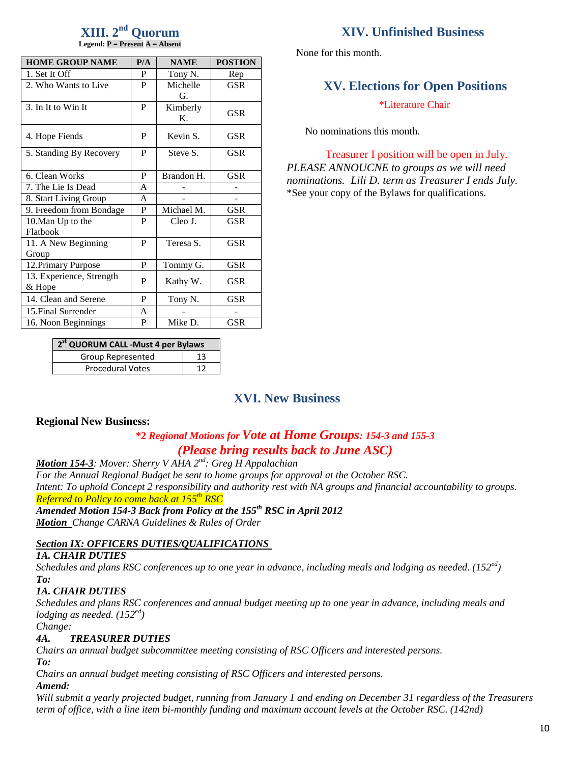## XIII. 2nd Quorum

**Legend: P = Present A = Absent**

| HOME GROUP NAME | P/A | NAME | POSTION |
|---|---|---|---|
| 1. Set It Off | P | Tony N. | Rep |
| 2. Who Wants to Live | P | Michelle G. | GSR |
| 3. In It to Win It | P | Kimberly K. | GSR |
| 4. Hope Fiends | P | Kevin S. | GSR |
| 5. Standing By Recovery | P | Steve S. | GSR |
| 6. Clean Works | P | Brandon H. | GSR |
| 7. The Lie Is Dead | A | - | - |
| 8. Start Living Group | A | - | - |
| 9. Freedom from Bondage | P | Michael M. | GSR |
| 10.Man Up to the Flatbook | P | Cleo J. | GSR |
| 11. A New Beginning Group | P | Teresa S. | GSR |
| 12.Primary Purpose | P | Tommy G. | GSR |
| 13. Experience, Strength & Hope | P | Kathy W. | GSR |
| 14. Clean and Serene | P | Tony N. | GSR |
| 15.Final Surrender | A | - | - |
| 16. Noon Beginnings | P | Mike D. | GSR |

| 2st QUORUM CALL -Must 4 per Bylaws | |
|---|---|
| Group Represented | 13 |
| Procedural Votes | 12 |

## XIV. Unfinished Business

None for this month.

## XV. Elections for Open Positions

*Literature Chair

No nominations this month.

Treasurer I position will be open in July.

*PLEASE ANNOUCNE to groups as we will need nominations. Lili D. term as Treasurer I ends July.*

*See your copy of the Bylaws for qualifications.

## XVI. New Business

**Regional New Business:**

***2 Regional Motions for Vote at Home Groups: 154-3 and 155-3***

***(Please bring results back to June ASC)***

***Motion 154-3**: Mover: Sherry V AHA 2nd: Greg H Appalachian*

*For the Annual Regional Budget be sent to home groups for approval at the October RSC.*

*Intent: To uphold Concept 2 responsibility and authority rest with NA groups and financial accountability to groups.*

*Referred to Policy to come back at 155th RSC*

***Amended Motion 154-3 Back from Policy at the 155th RSC in April 2012***

***Motion** Change CARNA Guidelines & Rules of Order*

***Section IX: OFFICERS DUTIES/QUALIFICATIONS***

***1A. CHAIR DUTIES***

*Schedules and plans RSC conferences up to one year in advance, including meals and lodging as needed. (152ed)*

***To:***

***1A. CHAIR DUTIES***

*Schedules and plans RSC conferences and annual budget meeting up to one year in advance, including meals and lodging as needed. (152ed)*

*Change:*

***4A. TREASURER DUTIES***

*Chairs an annual budget subcommittee meeting consisting of RSC Officers and interested persons.*

***To:***

*Chairs an annual budget meeting consisting of RSC Officers and interested persons.*

***Amend:***

*Will submit a yearly projected budget, running from January 1 and ending on December 31 regardless of the Treasurers term of office, with a line item bi-monthly funding and maximum account levels at the October RSC. (142nd)*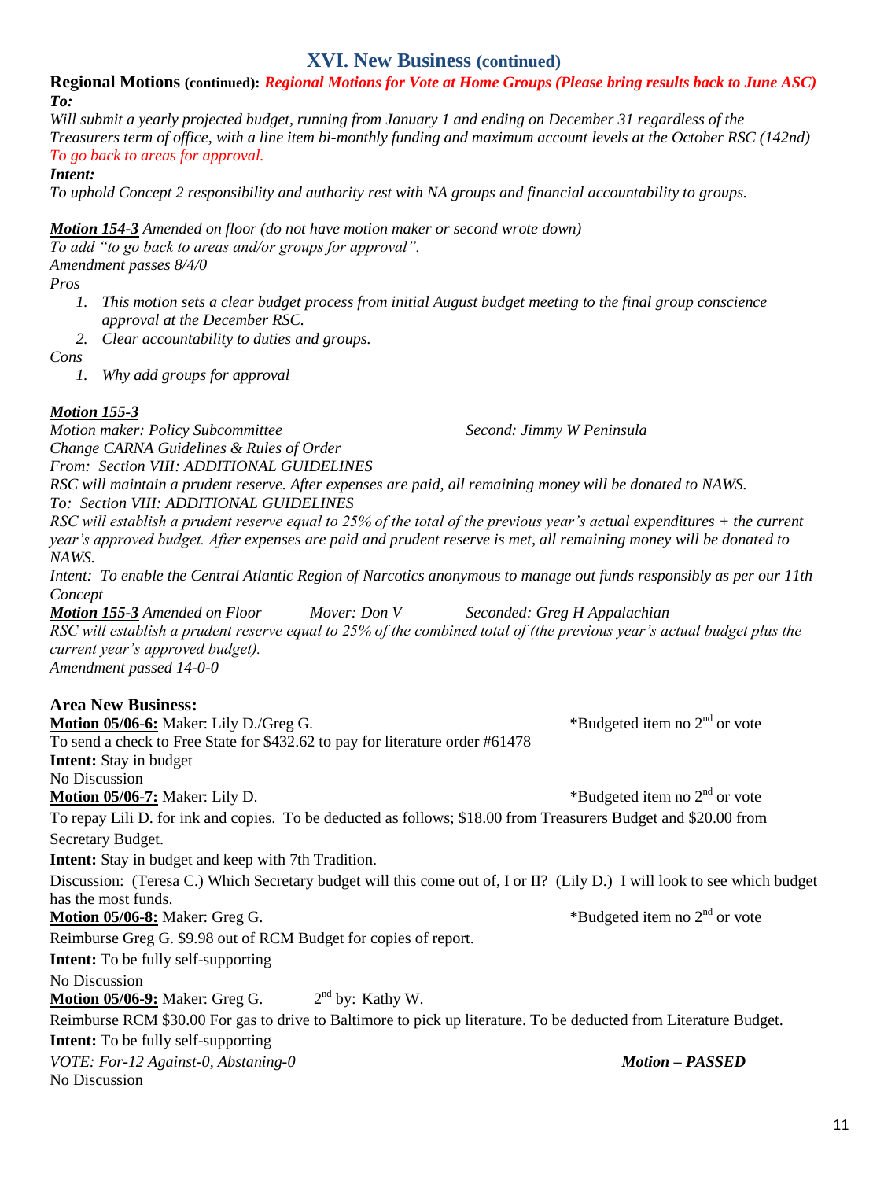## XVI. New Business (continued)

**Regional Motions (continued):** ***Regional Motions for Vote at Home Groups (Please bring results back to June ASC)***

***To:***

*Will submit a yearly projected budget, running from January 1 and ending on December 31 regardless of the Treasurers term of office, with a line item bi-monthly funding and maximum account levels at the October RSC (142nd) To go back to areas for approval.*

***Intent:***

*To uphold Concept 2 responsibility and authority rest with NA groups and financial accountability to groups.*

***Motion 154-3*** *Amended on floor (do not have motion maker or second wrote down)*

*To add "to go back to areas and/or groups for approval".*

*Amendment passes 8/4/0*

*Pros*

1. *This motion sets a clear budget process from initial August budget meeting to the final group conscience approval at the December RSC.*
2. *Clear accountability to duties and groups.*

*Cons*

1. *Why add groups for approval*

***Motion 155-3***

*Motion maker: Policy Subcommittee* *Second: Jimmy W Peninsula*

*Change CARNA Guidelines & Rules of Order*

*From: Section VIII: ADDITIONAL GUIDELINES*

*RSC will maintain a prudent reserve. After expenses are paid, all remaining money will be donated to NAWS.*

*To: Section VIII: ADDITIONAL GUIDELINES*

*RSC will establish a prudent reserve equal to 25% of the total of the previous year's actual expenditures + the current year's approved budget. After expenses are paid and prudent reserve is met, all remaining money will be donated to NAWS.*

*Intent: To enable the Central Atlantic Region of Narcotics anonymous to manage out funds responsibly as per our 11th Concept*

***Motion 155-3*** *Amended on Floor* *Mover: Don V* *Seconded: Greg H Appalachian*

*RSC will establish a prudent reserve equal to 25% of the combined total of (the previous year's actual budget plus the current year's approved budget).*

*Amendment passed 14-0-0*

### Area New Business:

**Motion 05/06-6:** Maker: Lily D./Greg G. *Budgeted item no 2nd or vote

To send a check to Free State for $432.62 to pay for literature order #61478

**Intent:** Stay in budget

No Discussion

**Motion 05/06-7:** Maker: Lily D. *Budgeted item no 2nd or vote

To repay Lili D. for ink and copies. To be deducted as follows; $18.00 from Treasurers Budget and $20.00 from Secretary Budget.

**Intent:** Stay in budget and keep with 7th Tradition.

Discussion: (Teresa C.) Which Secretary budget will this come out of, I or II? (Lily D.) I will look to see which budget has the most funds.

**Motion 05/06-8:** Maker: Greg G. *Budgeted item no 2nd or vote

Reimburse Greg G. $9.98 out of RCM Budget for copies of report.

**Intent:** To be fully self-supporting

No Discussion

**Motion 05/06-9:** Maker: Greg G. 2nd by: Kathy W.

Reimburse RCM $30.00 For gas to drive to Baltimore to pick up literature. To be deducted from Literature Budget.

**Intent:** To be fully self-supporting

*VOTE: For-12 Against-0, Abstaning-0* ***Motion – PASSED***

No Discussion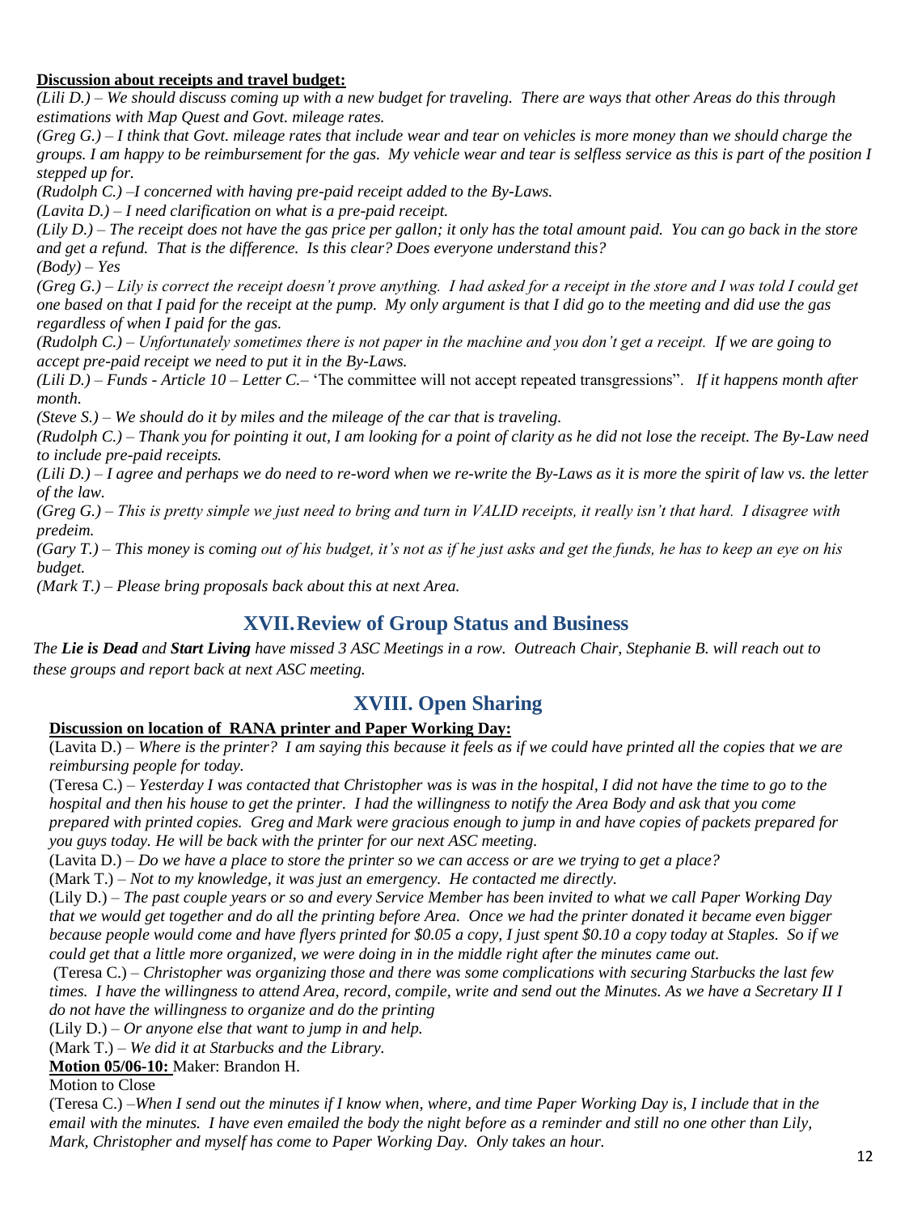**Discussion about receipts and travel budget:**

*(Lili D.) – We should discuss coming up with a new budget for traveling. There are ways that other Areas do this through estimations with Map Quest and Govt. mileage rates.*

*(Greg G.) – I think that Govt. mileage rates that include wear and tear on vehicles is more money than we should charge the groups. I am happy to be reimbursement for the gas. My vehicle wear and tear is selfless service as this is part of the position I stepped up for.*

*(Rudolph C.) –I concerned with having pre-paid receipt added to the By-Laws.*

*(Lavita D.) – I need clarification on what is a pre-paid receipt.*

*(Lily D.) – The receipt does not have the gas price per gallon; it only has the total amount paid. You can go back in the store and get a refund. That is the difference. Is this clear? Does everyone understand this?*

*(Body) – Yes*

*(Greg G.) – Lily is correct the receipt doesn't prove anything. I had asked for a receipt in the store and I was told I could get one based on that I paid for the receipt at the pump. My only argument is that I did go to the meeting and did use the gas regardless of when I paid for the gas.*

*(Rudolph C.) – Unfortunately sometimes there is not paper in the machine and you don't get a receipt. If we are going to accept pre-paid receipt we need to put it in the By-Laws.*

*(Lili D.) – Funds - Article 10 – Letter C.–* 'The committee will not accept repeated transgressions". *If it happens month after month.*

*(Steve S.) – We should do it by miles and the mileage of the car that is traveling.*

*(Rudolph C.) – Thank you for pointing it out, I am looking for a point of clarity as he did not lose the receipt. The By-Law need to include pre-paid receipts.*

*(Lili D.) – I agree and perhaps we do need to re-word when we re-write the By-Laws as it is more the spirit of law vs. the letter of the law.*

*(Greg G.) – This is pretty simple we just need to bring and turn in VALID receipts, it really isn't that hard. I disagree with predeim.*

*(Gary T.) – This money is coming out of his budget, it's not as if he just asks and get the funds, he has to keep an eye on his budget.*

*(Mark T.) – Please bring proposals back about this at next Area.*

## XVII. Review of Group Status and Business

*The **Lie is Dead** and **Start Living** have missed 3 ASC Meetings in a row. Outreach Chair, Stephanie B. will reach out to these groups and report back at next ASC meeting.*

## XVIII. Open Sharing

**Discussion on location of RANA printer and Paper Working Day:**

(Lavita D.) – *Where is the printer? I am saying this because it feels as if we could have printed all the copies that we are reimbursing people for today.*

(Teresa C.) – *Yesterday I was contacted that Christopher was is was in the hospital, I did not have the time to go to the hospital and then his house to get the printer. I had the willingness to notify the Area Body and ask that you come prepared with printed copies. Greg and Mark were gracious enough to jump in and have copies of packets prepared for you guys today. He will be back with the printer for our next ASC meeting.*

(Lavita D.) – *Do we have a place to store the printer so we can access or are we trying to get a place?*

(Mark T.) – *Not to my knowledge, it was just an emergency. He contacted me directly.*

(Lily D.) – *The past couple years or so and every Service Member has been invited to what we call Paper Working Day that we would get together and do all the printing before Area. Once we had the printer donated it became even bigger because people would come and have flyers printed for $0.05 a copy, I just spent $0.10 a copy today at Staples. So if we could get that a little more organized, we were doing in in the middle right after the minutes came out.*

(Teresa C.) – *Christopher was organizing those and there was some complications with securing Starbucks the last few times. I have the willingness to attend Area, record, compile, write and send out the Minutes. As we have a Secretary II I do not have the willingness to organize and do the printing*

(Lily D.) – *Or anyone else that want to jump in and help.*

(Mark T.) – *We did it at Starbucks and the Library.*

**Motion 05/06-10:** Maker: Brandon H.

Motion to Close

(Teresa C.) –*When I send out the minutes if I know when, where, and time Paper Working Day is, I include that in the email with the minutes. I have even emailed the body the night before as a reminder and still no one other than Lily, Mark, Christopher and myself has come to Paper Working Day. Only takes an hour.*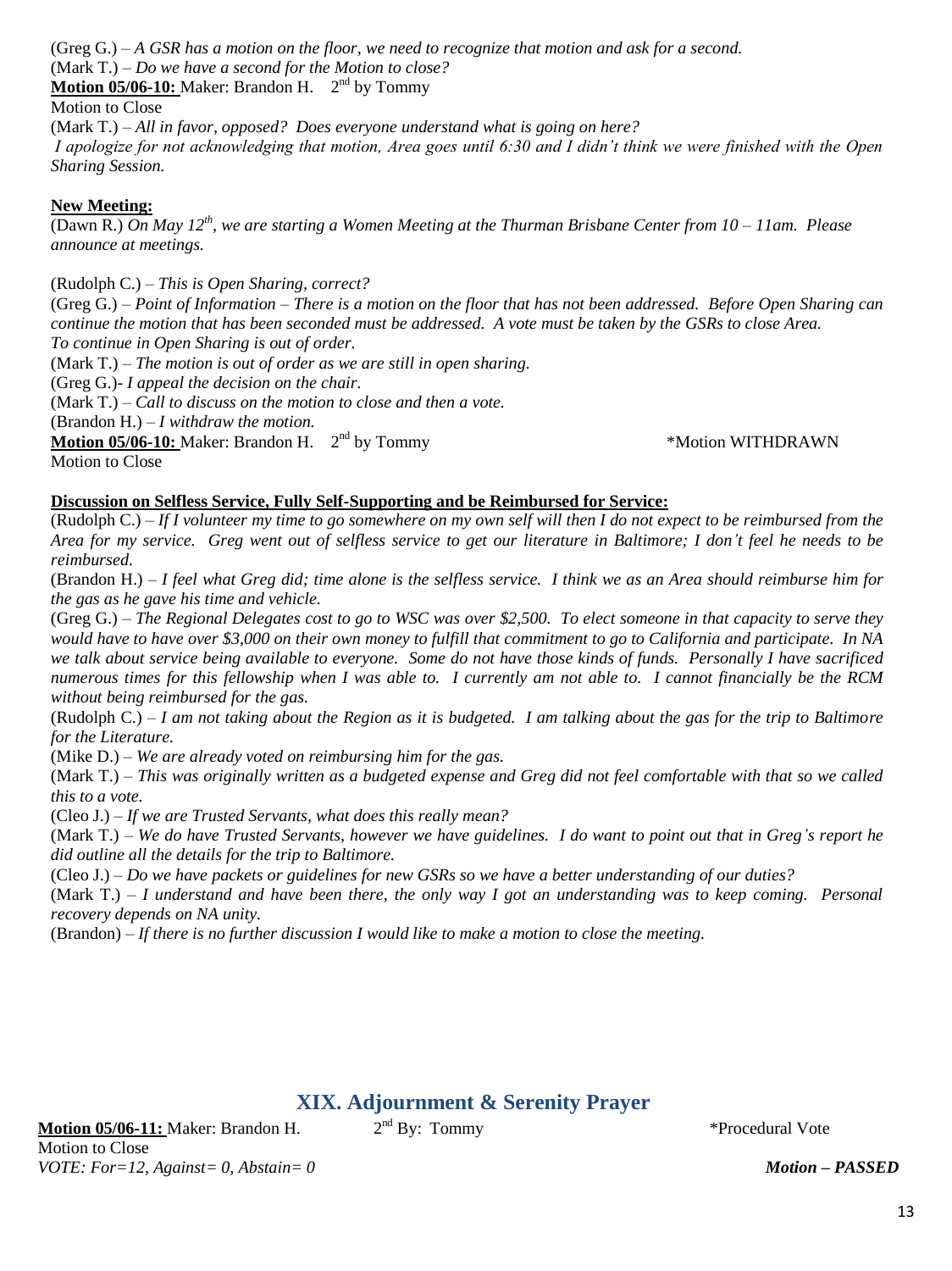(Greg G.) – *A GSR has a motion on the floor, we need to recognize that motion and ask for a second.*
(Mark T.) – *Do we have a second for the Motion to close?*
**Motion 05/06-10:** Maker: Brandon H. 2nd by Tommy
Motion to Close
(Mark T.) – *All in favor, opposed? Does everyone understand what is going on here?*
*I apologize for not acknowledging that motion, Area goes until 6:30 and I didn't think we were finished with the Open Sharing Session.*

**New Meeting:**
(Dawn R.) *On May 12th, we are starting a Women Meeting at the Thurman Brisbane Center from 10 – 11am. Please announce at meetings.*

(Rudolph C.) – *This is Open Sharing, correct?*
(Greg G.) – *Point of Information – There is a motion on the floor that has not been addressed. Before Open Sharing can continue the motion that has been seconded must be addressed. A vote must be taken by the GSRs to close Area. To continue in Open Sharing is out of order.*
(Mark T.) – *The motion is out of order as we are still in open sharing.*
(Greg G.)- *I appeal the decision on the chair.*
(Mark T.) – *Call to discuss on the motion to close and then a vote.*
(Brandon H.) – *I withdraw the motion.*
**Motion 05/06-10:** Maker: Brandon H. 2nd by Tommy *Motion WITHDRAWN
Motion to Close

**Discussion on Selfless Service, Fully Self-Supporting and be Reimbursed for Service:**
(Rudolph C.) – *If I volunteer my time to go somewhere on my own self will then I do not expect to be reimbursed from the Area for my service. Greg went out of selfless service to get our literature in Baltimore; I don't feel he needs to be reimbursed.*
(Brandon H.) – *I feel what Greg did; time alone is the selfless service. I think we as an Area should reimburse him for the gas as he gave his time and vehicle.*
(Greg G.) – *The Regional Delegates cost to go to WSC was over $2,500. To elect someone in that capacity to serve they would have to have over $3,000 on their own money to fulfill that commitment to go to California and participate. In NA we talk about service being available to everyone. Some do not have those kinds of funds. Personally I have sacrificed numerous times for this fellowship when I was able to. I currently am not able to. I cannot financially be the RCM without being reimbursed for the gas.*
(Rudolph C.) – *I am not taking about the Region as it is budgeted. I am talking about the gas for the trip to Baltimore for the Literature.*
(Mike D.) – *We are already voted on reimbursing him for the gas.*
(Mark T.) – *This was originally written as a budgeted expense and Greg did not feel comfortable with that so we called this to a vote.*
(Cleo J.) – *If we are Trusted Servants, what does this really mean?*
(Mark T.) – *We do have Trusted Servants, however we have guidelines. I do want to point out that in Greg's report he did outline all the details for the trip to Baltimore.*
(Cleo J.) – *Do we have packets or guidelines for new GSRs so we have a better understanding of our duties?*
(Mark T.) – *I understand and have been there, the only way I got an understanding was to keep coming. Personal recovery depends on NA unity.*
(Brandon) – *If there is no further discussion I would like to make a motion to close the meeting.*

## XIX. Adjournment & Serenity Prayer

**Motion 05/06-11:** Maker: Brandon H. 2nd By: Tommy *Procedural Vote
Motion to Close
*VOTE: For=12, Against= 0, Abstain= 0* ***Motion – PASSED***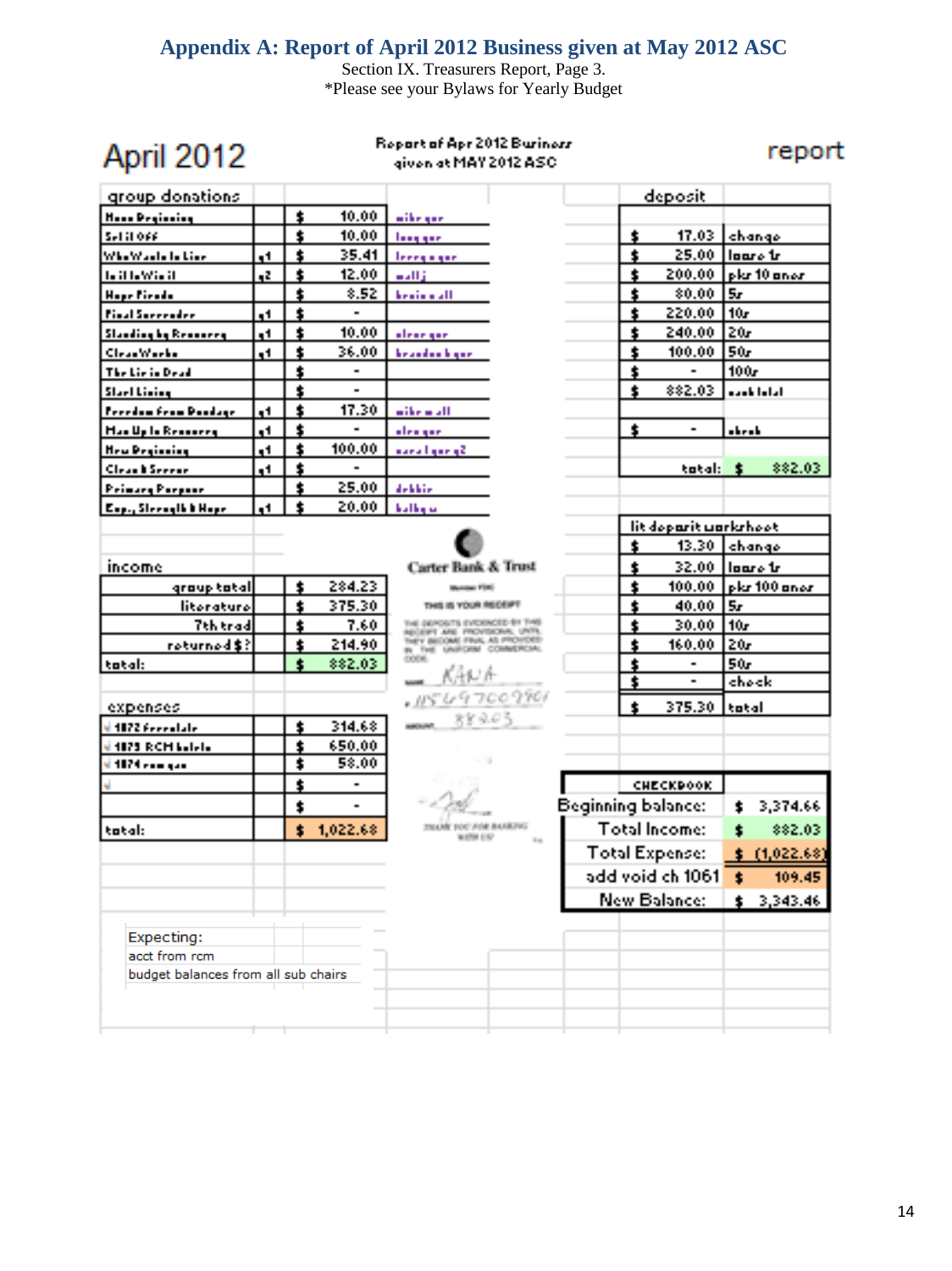# Appendix A: Report of April 2012 Business given at May 2012 ASC

Section IX. Treasurers Report, Page 3.
*Please see your Bylaws for Yearly Budget

## April 2012

Report of Apr 2012 Business given at MAY 2012 ASC

report

### group donations

| Group | | | Amount | |
|---|---|---|---|---|
| New Beginning | | $ | 10.00 | mike gsr |
| Set it Off | | $ | 10.00 | lacey gsr |
| Who Wants to Live | q1 | $ | 35.41 | terry a gsr |
| In it to Win it | q2 | $ | 12.00 | walli j |
| Hope Finder | | $ | 8.52 | bruin a all |
| Final Surrender | q1 | $ | - | |
| Standing by Recovery | q1 | $ | 10.00 | alear gsr |
| Clean Works | q1 | $ | 36.00 | brandon k gsr |
| The Life in Dead | | $ | - | |
| Start Living | | $ | - | |
| Freedom from Bondage | q1 | $ | 17.30 | mike m all |
| Man Up to Recovery | q1 | $ | - | alex gsr |
| New Beginning | q1 | $ | 100.00 | sara l gsr q2 |
| Clean & Serene | q1 | $ | - | |
| Primary Purpose | | $ | 25.00 | debbie |
| Exp., Strength & Hope | q1 | $ | 20.00 | kathy w |

### income

| | | |
|---|---|---|
| group total | $ | 284.23 |
| literature | $ | 375.30 |
| 7th trad | $ | 7.60 |
| returned $? | $ | 214.90 |
| total: | $ | 882.03 |

### expenses

| | | |
|---|---|---|
| 1872 ferrelale | $ | 314.68 |
| 1873 RCM hotels | $ | 650.00 |
| 1874 ram gsr | $ | 58.00 |
| | $ | - |
| | $ | - |
| total: | $ | 1,022.68 |

Carter Bank & Trust
THIS IS YOUR RECEIPT
KANA
115497009901
882.03

### deposit

| | | |
|---|---|---|
| $ | 17.03 | change |
| $ | 25.00 | loose 1s |
| $ | 200.00 | pkr 10 ones |
| $ | 80.00 | 5s |
| $ | 220.00 | 10s |
| $ | 240.00 | 20s |
| $ | 100.00 | 50s |
| $ | - | 100s |
| $ | 882.03 | cash total |
| $ | - | check |
| total: | $ | 882.03 |

### lit deposit worksheet

| | | |
|---|---|---|
| $ | 13.30 | change |
| $ | 32.00 | loose 1s |
| $ | 100.00 | pkr 100 ones |
| $ | 40.00 | 5s |
| $ | 30.00 | 10s |
| $ | 160.00 | 20s |
| $ | - | 50s |
| $ | - | check |
| $ | 375.30 | total |

### CHECKBOOK

| | |
|---|---|
| Beginning balance: | $ 3,374.66 |
| Total Income: | $ 882.03 |
| Total Expense: | $ (1,022.68) |
| add void ch 1061 | $ 109.45 |
| New Balance: | $ 3,343.46 |

Expecting:
acct from rcm
budget balances from all sub chairs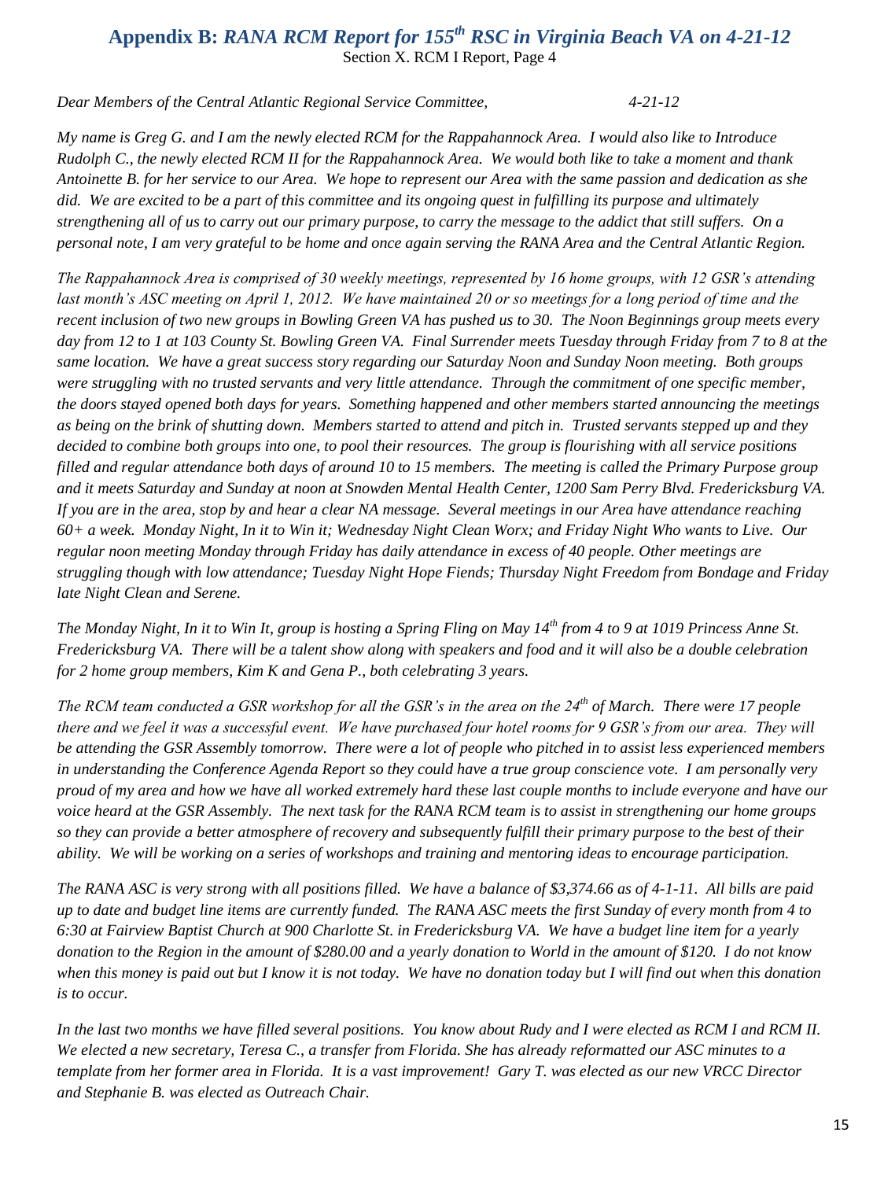## Appendix B: *RANA RCM Report for 155th RSC in Virginia Beach VA on 4-21-12*

Section X. RCM I Report, Page 4

*Dear Members of the Central Atlantic Regional Service Committee, 4-21-12*

*My name is Greg G. and I am the newly elected RCM for the Rappahannock Area. I would also like to Introduce Rudolph C., the newly elected RCM II for the Rappahannock Area. We would both like to take a moment and thank Antoinette B. for her service to our Area. We hope to represent our Area with the same passion and dedication as she did. We are excited to be a part of this committee and its ongoing quest in fulfilling its purpose and ultimately strengthening all of us to carry out our primary purpose, to carry the message to the addict that still suffers. On a personal note, I am very grateful to be home and once again serving the RANA Area and the Central Atlantic Region.*

*The Rappahannock Area is comprised of 30 weekly meetings, represented by 16 home groups, with 12 GSR's attending last month's ASC meeting on April 1, 2012. We have maintained 20 or so meetings for a long period of time and the recent inclusion of two new groups in Bowling Green VA has pushed us to 30. The Noon Beginnings group meets every day from 12 to 1 at 103 County St. Bowling Green VA. Final Surrender meets Tuesday through Friday from 7 to 8 at the same location. We have a great success story regarding our Saturday Noon and Sunday Noon meeting. Both groups were struggling with no trusted servants and very little attendance. Through the commitment of one specific member, the doors stayed opened both days for years. Something happened and other members started announcing the meetings as being on the brink of shutting down. Members started to attend and pitch in. Trusted servants stepped up and they decided to combine both groups into one, to pool their resources. The group is flourishing with all service positions filled and regular attendance both days of around 10 to 15 members. The meeting is called the Primary Purpose group and it meets Saturday and Sunday at noon at Snowden Mental Health Center, 1200 Sam Perry Blvd. Fredericksburg VA. If you are in the area, stop by and hear a clear NA message. Several meetings in our Area have attendance reaching 60+ a week. Monday Night, In it to Win it; Wednesday Night Clean Worx; and Friday Night Who wants to Live. Our regular noon meeting Monday through Friday has daily attendance in excess of 40 people. Other meetings are struggling though with low attendance; Tuesday Night Hope Fiends; Thursday Night Freedom from Bondage and Friday late Night Clean and Serene.*

*The Monday Night, In it to Win It, group is hosting a Spring Fling on May 14th from 4 to 9 at 1019 Princess Anne St. Fredericksburg VA. There will be a talent show along with speakers and food and it will also be a double celebration for 2 home group members, Kim K and Gena P., both celebrating 3 years.*

*The RCM team conducted a GSR workshop for all the GSR's in the area on the 24th of March. There were 17 people there and we feel it was a successful event. We have purchased four hotel rooms for 9 GSR's from our area. They will be attending the GSR Assembly tomorrow. There were a lot of people who pitched in to assist less experienced members in understanding the Conference Agenda Report so they could have a true group conscience vote. I am personally very proud of my area and how we have all worked extremely hard these last couple months to include everyone and have our voice heard at the GSR Assembly. The next task for the RANA RCM team is to assist in strengthening our home groups so they can provide a better atmosphere of recovery and subsequently fulfill their primary purpose to the best of their ability. We will be working on a series of workshops and training and mentoring ideas to encourage participation.*

*The RANA ASC is very strong with all positions filled. We have a balance of $3,374.66 as of 4-1-11. All bills are paid up to date and budget line items are currently funded. The RANA ASC meets the first Sunday of every month from 4 to 6:30 at Fairview Baptist Church at 900 Charlotte St. in Fredericksburg VA. We have a budget line item for a yearly donation to the Region in the amount of $280.00 and a yearly donation to World in the amount of $120. I do not know when this money is paid out but I know it is not today. We have no donation today but I will find out when this donation is to occur.*

*In the last two months we have filled several positions. You know about Rudy and I were elected as RCM I and RCM II. We elected a new secretary, Teresa C., a transfer from Florida. She has already reformatted our ASC minutes to a template from her former area in Florida. It is a vast improvement! Gary T. was elected as our new VRCC Director and Stephanie B. was elected as Outreach Chair.*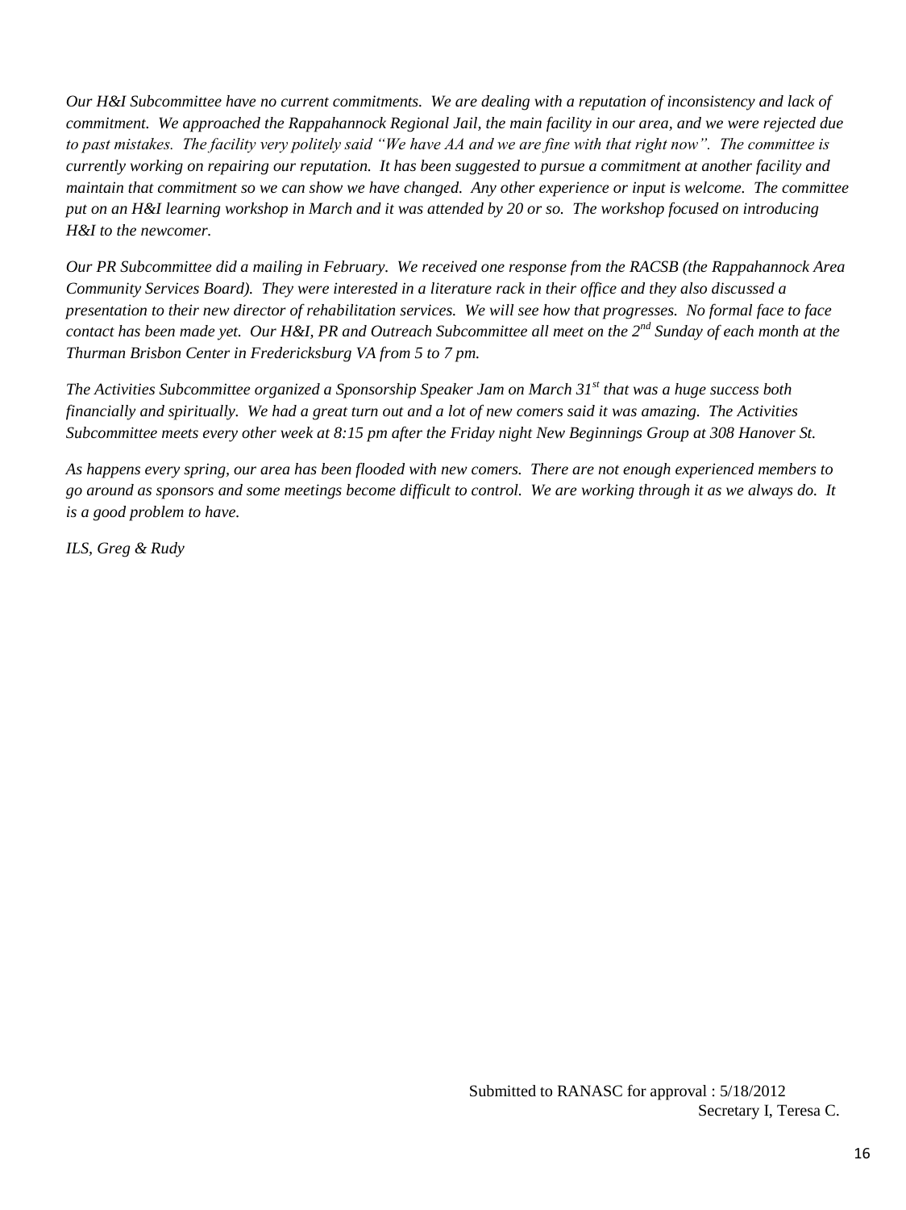*Our H&I Subcommittee have no current commitments. We are dealing with a reputation of inconsistency and lack of commitment. We approached the Rappahannock Regional Jail, the main facility in our area, and we were rejected due to past mistakes. The facility very politely said "We have AA and we are fine with that right now". The committee is currently working on repairing our reputation. It has been suggested to pursue a commitment at another facility and maintain that commitment so we can show we have changed. Any other experience or input is welcome. The committee put on an H&I learning workshop in March and it was attended by 20 or so. The workshop focused on introducing H&I to the newcomer.*

*Our PR Subcommittee did a mailing in February. We received one response from the RACSB (the Rappahannock Area Community Services Board). They were interested in a literature rack in their office and they also discussed a presentation to their new director of rehabilitation services. We will see how that progresses. No formal face to face contact has been made yet. Our H&I, PR and Outreach Subcommittee all meet on the 2nd Sunday of each month at the Thurman Brisbon Center in Fredericksburg VA from 5 to 7 pm.*

*The Activities Subcommittee organized a Sponsorship Speaker Jam on March 31st that was a huge success both financially and spiritually. We had a great turn out and a lot of new comers said it was amazing. The Activities Subcommittee meets every other week at 8:15 pm after the Friday night New Beginnings Group at 308 Hanover St.*

*As happens every spring, our area has been flooded with new comers. There are not enough experienced members to go around as sponsors and some meetings become difficult to control. We are working through it as we always do. It is a good problem to have.*

*ILS, Greg & Rudy*

Submitted to RANASC for approval : 5/18/2012

Secretary I, Teresa C.